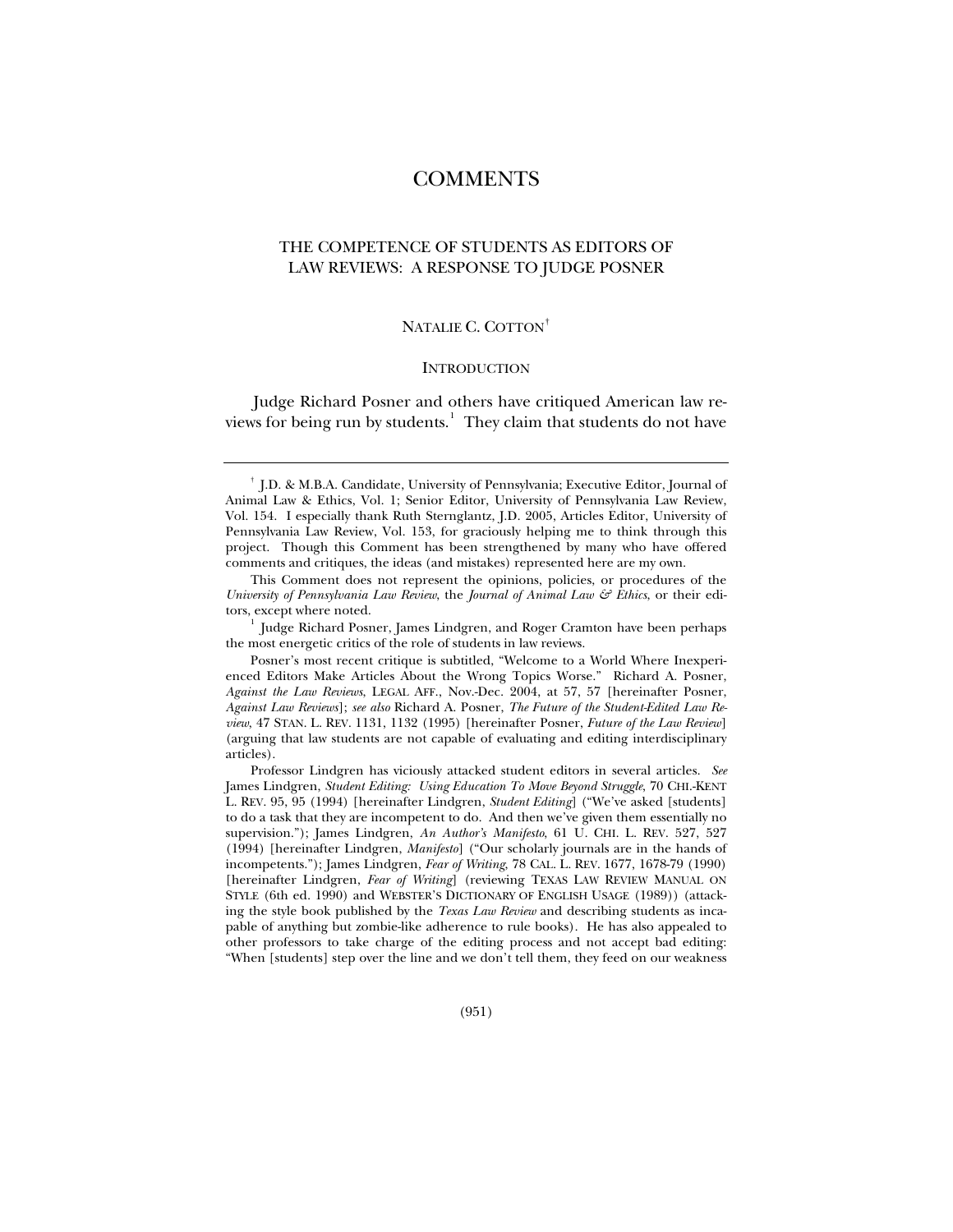# COMMENTS

## THE COMPETENCE OF STUDENTS AS EDITORS OF LAW REVIEWS: A RESPONSE TO JUDGE POSNER

NATALIE C. COTTON[†]

### INTRODUCTION

Judge Richard Posner and others have critiqued American law reviews for being run by students.[1] They claim that students do not have

---

[†] J.D. & M.B.A. Candidate, University of Pennsylvania; Executive Editor, Journal of Animal Law & Ethics, Vol. 1; Senior Editor, University of Pennsylvania Law Review, Vol. 154. I especially thank Ruth Sternglantz, J.D. 2005, Articles Editor, University of Pennsylvania Law Review, Vol. 153, for graciously helping me to think through this project. Though this Comment has been strengthened by many who have offered comments and critiques, the ideas (and mistakes) represented here are my own.

This Comment does not represent the opinions, policies, or procedures of the *University of Pennsylvania Law Review*, the *Journal of Animal Law & Ethics*, or their editors, except where noted.

[1] Judge Richard Posner, James Lindgren, and Roger Cramton have been perhaps the most energetic critics of the role of students in law reviews.

Posner's most recent critique is subtitled, "Welcome to a World Where Inexperienced Editors Make Articles About the Wrong Topics Worse." Richard A. Posner, *Against the Law Reviews*, LEGAL AFF., Nov.-Dec. 2004, at 57, 57 [hereinafter Posner, *Against Law Reviews*]; *see also* Richard A. Posner, *The Future of the Student-Edited Law Review*, 47 STAN. L. REV. 1131, 1132 (1995) [hereinafter Posner, *Future of the Law Review*] (arguing that law students are not capable of evaluating and editing interdisciplinary articles).

Professor Lindgren has viciously attacked student editors in several articles. *See* James Lindgren, *Student Editing: Using Education To Move Beyond Struggle*, 70 CHI.-KENT L. REV. 95, 95 (1994) [hereinafter Lindgren, *Student Editing*] ("We've asked [students] to do a task that they are incompetent to do. And then we've given them essentially no supervision."); James Lindgren, *An Author's Manifesto*, 61 U. CHI. L. REV. 527, 527 (1994) [hereinafter Lindgren, *Manifesto*] ("Our scholarly journals are in the hands of incompetents."); James Lindgren, *Fear of Writing*, 78 CAL. L. REV. 1677, 1678-79 (1990) [hereinafter Lindgren, *Fear of Writing*] (reviewing TEXAS LAW REVIEW MANUAL ON STYLE (6th ed. 1990) and WEBSTER'S DICTIONARY OF ENGLISH USAGE (1989)) (attacking the style book published by the *Texas Law Review* and describing students as incapable of anything but zombie-like adherence to rule books). He has also appealed to other professors to take charge of the editing process and not accept bad editing: "When [students] step over the line and we don't tell them, they feed on our weakness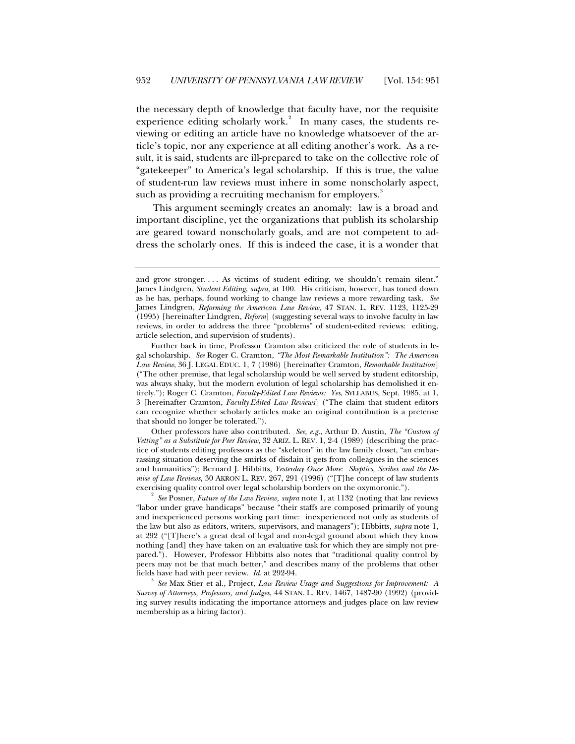the necessary depth of knowledge that faculty have, nor the requisite experience editing scholarly work.[2] In many cases, the students reviewing or editing an article have no knowledge whatsoever of the article's topic, nor any experience at all editing another's work. As a result, it is said, students are ill-prepared to take on the collective role of "gatekeeper" to America's legal scholarship. If this is true, the value of student-run law reviews must inhere in some nonscholarly aspect, such as providing a recruiting mechanism for employers.[3]

This argument seemingly creates an anomaly: law is a broad and important discipline, yet the organizations that publish its scholarship are geared toward nonscholarly goals, and are not competent to address the scholarly ones. If this is indeed the case, it is a wonder that

---

and grow stronger. . . . As victims of student editing, we shouldn't remain silent." James Lindgren, *Student Editing*, *supra*, at 100. His criticism, however, has toned down as he has, perhaps, found working to change law reviews a more rewarding task. *See* James Lindgren, *Reforming the American Law Review*, 47 STAN. L. REV. 1123, 1125-29 (1995) [hereinafter Lindgren, *Reform*] (suggesting several ways to involve faculty in law reviews, in order to address the three "problems" of student-edited reviews: editing, article selection, and supervision of students).

Further back in time, Professor Cramton also criticized the role of students in legal scholarship. *See* Roger C. Cramton, *"The Most Remarkable Institution": The American Law Review*, 36 J. LEGAL EDUC. 1, 7 (1986) [hereinafter Cramton, *Remarkable Institution*] ("The other premise, that legal scholarship would be well served by student editorship, was always shaky, but the modern evolution of legal scholarship has demolished it entirely."); Roger C. Cramton, *Faculty-Edited Law Reviews: Yes*, SYLLABUS, Sept. 1985, at 1, 3 [hereinafter Cramton, *Faculty-Edited Law Reviews*] ("The claim that student editors can recognize whether scholarly articles make an original contribution is a pretense that should no longer be tolerated.").

Other professors have also contributed. *See, e.g.*, Arthur D. Austin, *The "Custom of Vetting" as a Substitute for Peer Review*, 32 ARIZ. L. REV. 1, 2-4 (1989) (describing the practice of students editing professors as the "skeleton" in the law family closet, "an embarrassing situation deserving the smirks of disdain it gets from colleagues in the sciences and humanities"); Bernard J. Hibbitts, *Yesterday Once More: Skeptics, Scribes and the Demise of Law Reviews*, 30 AKRON L. REV. 267, 291 (1996) ("[T]he concept of law students exercising quality control over legal scholarship borders on the oxymoronic.").

[2] *See* Posner, *Future of the Law Review*, *supra* note 1, at 1132 (noting that law reviews "labor under grave handicaps" because "their staffs are composed primarily of young and inexperienced persons working part time: inexperienced not only as students of the law but also as editors, writers, supervisors, and managers"); Hibbitts, *supra* note 1, at 292 ("[T]here's a great deal of legal and non-legal ground about which they know nothing [and] they have taken on an evaluative task for which they are simply not prepared."). However, Professor Hibbitts also notes that "traditional quality control by peers may not be that much better," and describes many of the problems that other fields have had with peer review. *Id.* at 292-94.

[3] *See* Max Stier et al., Project, *Law Review Usage and Suggestions for Improvement: A Survey of Attorneys, Professors, and Judges*, 44 STAN. L. REV. 1467, 1487-90 (1992) (providing survey results indicating the importance attorneys and judges place on law review membership as a hiring factor).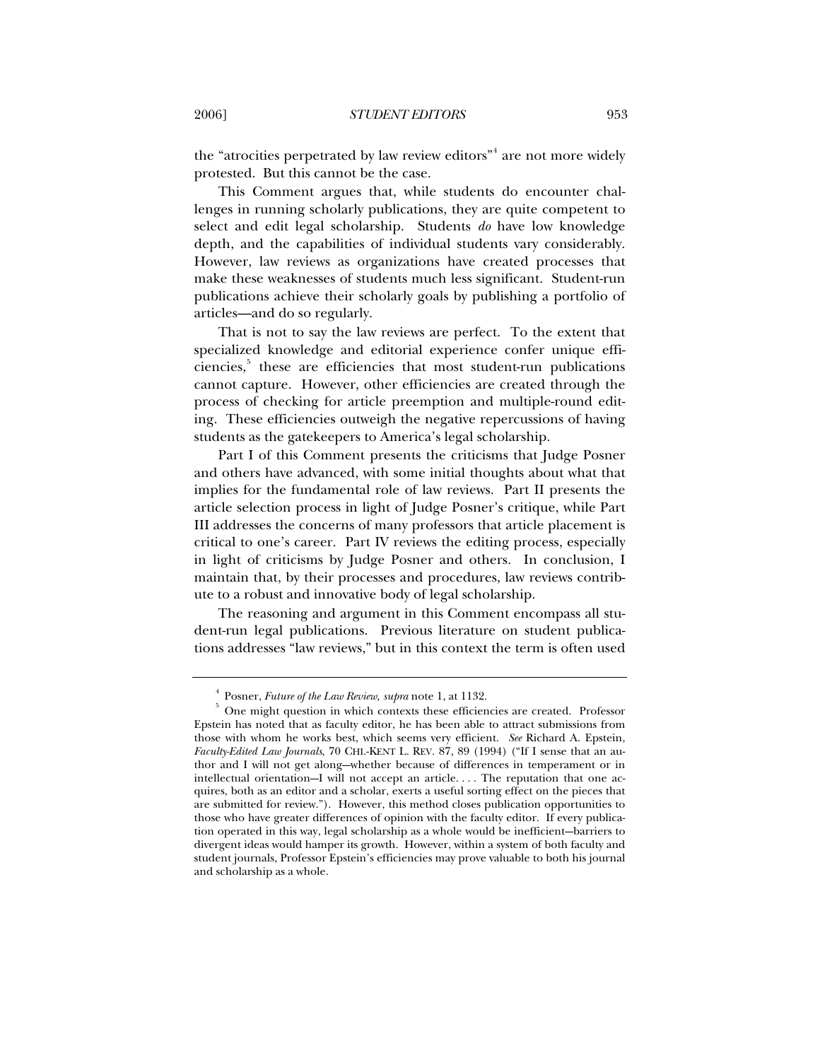the "atrocities perpetrated by law review editors"[4] are not more widely protested. But this cannot be the case.

This Comment argues that, while students do encounter challenges in running scholarly publications, they are quite competent to select and edit legal scholarship. Students *do* have low knowledge depth, and the capabilities of individual students vary considerably. However, law reviews as organizations have created processes that make these weaknesses of students much less significant. Student-run publications achieve their scholarly goals by publishing a portfolio of articles—and do so regularly.

That is not to say the law reviews are perfect. To the extent that specialized knowledge and editorial experience confer unique efficiencies,[5] these are efficiencies that most student-run publications cannot capture. However, other efficiencies are created through the process of checking for article preemption and multiple-round editing. These efficiencies outweigh the negative repercussions of having students as the gatekeepers to America's legal scholarship.

Part I of this Comment presents the criticisms that Judge Posner and others have advanced, with some initial thoughts about what that implies for the fundamental role of law reviews. Part II presents the article selection process in light of Judge Posner's critique, while Part III addresses the concerns of many professors that article placement is critical to one's career. Part IV reviews the editing process, especially in light of criticisms by Judge Posner and others. In conclusion, I maintain that, by their processes and procedures, law reviews contribute to a robust and innovative body of legal scholarship.

The reasoning and argument in this Comment encompass all student-run legal publications. Previous literature on student publications addresses "law reviews," but in this context the term is often used

---

[4] Posner, *Future of the Law Review, supra* note 1, at 1132.

[5] One might question in which contexts these efficiencies are created. Professor Epstein has noted that as faculty editor, he has been able to attract submissions from those with whom he works best, which seems very efficient. *See* Richard A. Epstein, *Faculty-Edited Law Journals*, 70 CHI.-KENT L. REV. 87, 89 (1994) ("If I sense that an author and I will not get along—whether because of differences in temperament or in intellectual orientation—I will not accept an article. . . . The reputation that one acquires, both as an editor and a scholar, exerts a useful sorting effect on the pieces that are submitted for review."). However, this method closes publication opportunities to those who have greater differences of opinion with the faculty editor. If every publication operated in this way, legal scholarship as a whole would be inefficient—barriers to divergent ideas would hamper its growth. However, within a system of both faculty and student journals, Professor Epstein's efficiencies may prove valuable to both his journal and scholarship as a whole.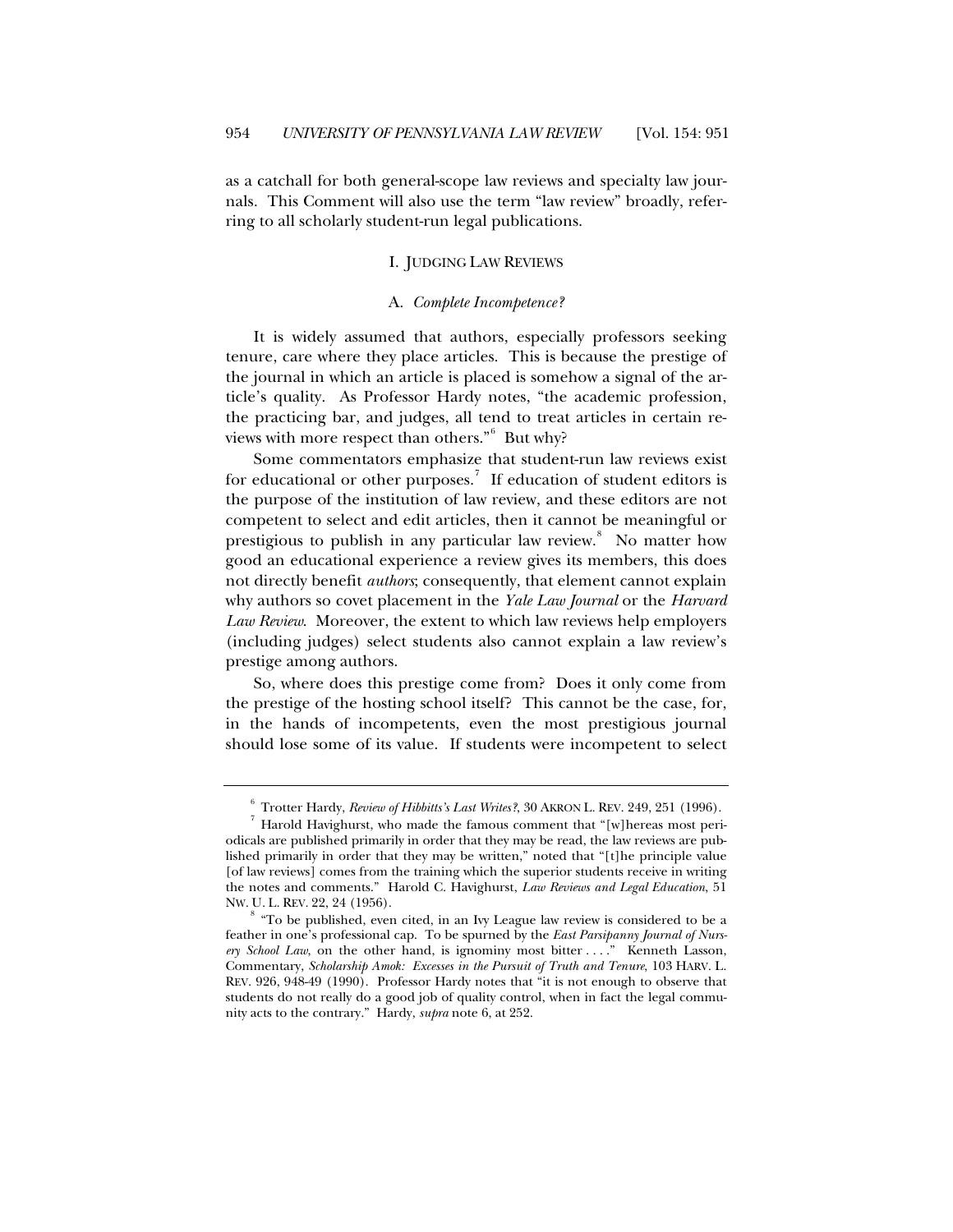as a catchall for both general-scope law reviews and specialty law journals. This Comment will also use the term "law review" broadly, referring to all scholarly student-run legal publications.

## I. JUDGING LAW REVIEWS

### A. *Complete Incompetence?*

It is widely assumed that authors, especially professors seeking tenure, care where they place articles. This is because the prestige of the journal in which an article is placed is somehow a signal of the article's quality. As Professor Hardy notes, "the academic profession, the practicing bar, and judges, all tend to treat articles in certain reviews with more respect than others."[6] But why?

Some commentators emphasize that student-run law reviews exist for educational or other purposes.[7] If education of student editors is the purpose of the institution of law review, and these editors are not competent to select and edit articles, then it cannot be meaningful or prestigious to publish in any particular law review.[8] No matter how good an educational experience a review gives its members, this does not directly benefit *authors*; consequently, that element cannot explain why authors so covet placement in the *Yale Law Journal* or the *Harvard Law Review*. Moreover, the extent to which law reviews help employers (including judges) select students also cannot explain a law review's prestige among authors.

So, where does this prestige come from? Does it only come from the prestige of the hosting school itself? This cannot be the case, for, in the hands of incompetents, even the most prestigious journal should lose some of its value. If students were incompetent to select

---

[6] Trotter Hardy, *Review of Hibbitts's Last Writes?*, 30 AKRON L. REV. 249, 251 (1996).

[7] Harold Havighurst, who made the famous comment that "[w]hereas most periodicals are published primarily in order that they may be read, the law reviews are published primarily in order that they may be written," noted that "[t]he principle value [of law reviews] comes from the training which the superior students receive in writing the notes and comments." Harold C. Havighurst, *Law Reviews and Legal Education*, 51 NW. U. L. REV. 22, 24 (1956).

[8] "To be published, even cited, in an Ivy League law review is considered to be a feather in one's professional cap. To be spurned by the *East Parsipanny Journal of Nursery School Law*, on the other hand, is ignominy most bitter . . . ." Kenneth Lasson, Commentary, *Scholarship Amok: Excesses in the Pursuit of Truth and Tenure*, 103 HARV. L. REV. 926, 948-49 (1990). Professor Hardy notes that "it is not enough to observe that students do not really do a good job of quality control, when in fact the legal community acts to the contrary." Hardy, *supra* note 6, at 252.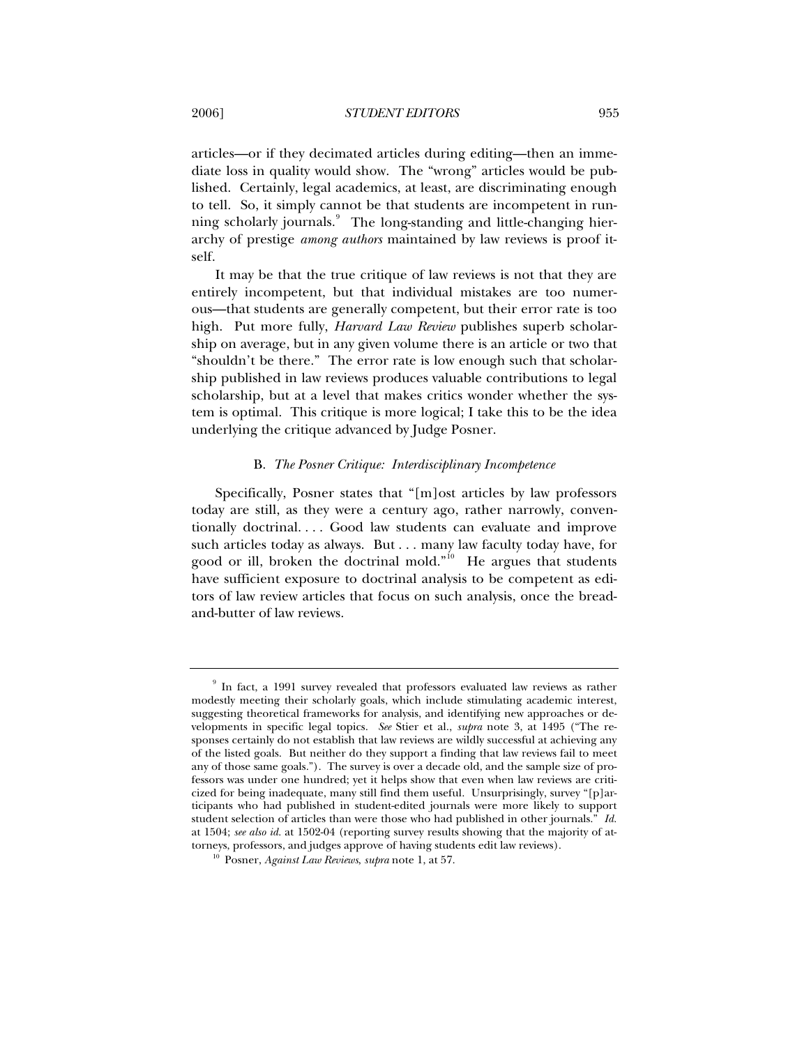articles—or if they decimated articles during editing—then an immediate loss in quality would show. The "wrong" articles would be published. Certainly, legal academics, at least, are discriminating enough to tell. So, it simply cannot be that students are incompetent in running scholarly journals.[9] The long-standing and little-changing hierarchy of prestige *among authors* maintained by law reviews is proof itself.

It may be that the true critique of law reviews is not that they are entirely incompetent, but that individual mistakes are too numerous—that students are generally competent, but their error rate is too high. Put more fully, *Harvard Law Review* publishes superb scholarship on average, but in any given volume there is an article or two that "shouldn't be there." The error rate is low enough such that scholarship published in law reviews produces valuable contributions to legal scholarship, but at a level that makes critics wonder whether the system is optimal. This critique is more logical; I take this to be the idea underlying the critique advanced by Judge Posner.

### B. *The Posner Critique: Interdisciplinary Incompetence*

Specifically, Posner states that "[m]ost articles by law professors today are still, as they were a century ago, rather narrowly, conventionally doctrinal. . . . Good law students can evaluate and improve such articles today as always. But . . . many law faculty today have, for good or ill, broken the doctrinal mold."[10] He argues that students have sufficient exposure to doctrinal analysis to be competent as editors of law review articles that focus on such analysis, once the bread-and-butter of law reviews.

---

[9] In fact, a 1991 survey revealed that professors evaluated law reviews as rather modestly meeting their scholarly goals, which include stimulating academic interest, suggesting theoretical frameworks for analysis, and identifying new approaches or developments in specific legal topics. *See* Stier et al., *supra* note 3, at 1495 ("The responses certainly do not establish that law reviews are wildly successful at achieving any of the listed goals. But neither do they support a finding that law reviews fail to meet any of those same goals."). The survey is over a decade old, and the sample size of professors was under one hundred; yet it helps show that even when law reviews are criticized for being inadequate, many still find them useful. Unsurprisingly, survey "[p]articipants who had published in student-edited journals were more likely to support student selection of articles than were those who had published in other journals." *Id.* at 1504; *see also id.* at 1502-04 (reporting survey results showing that the majority of attorneys, professors, and judges approve of having students edit law reviews).

[10] Posner, *Against Law Reviews*, *supra* note 1, at 57.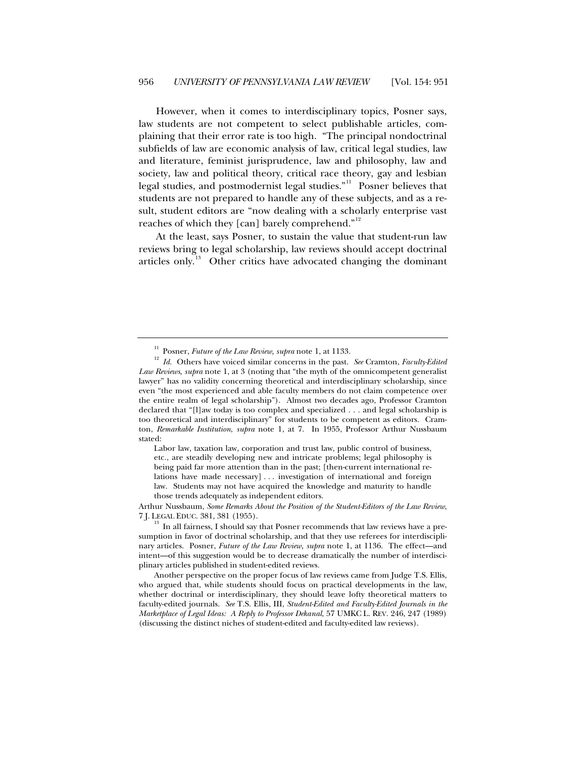However, when it comes to interdisciplinary topics, Posner says, law students are not competent to select publishable articles, complaining that their error rate is too high. "The principal nondoctrinal subfields of law are economic analysis of law, critical legal studies, law and literature, feminist jurisprudence, law and philosophy, law and society, law and political theory, critical race theory, gay and lesbian legal studies, and postmodernist legal studies."[11] Posner believes that students are not prepared to handle any of these subjects, and as a result, student editors are "now dealing with a scholarly enterprise vast reaches of which they [can] barely comprehend."[12]

At the least, says Posner, to sustain the value that student-run law reviews bring to legal scholarship, law reviews should accept doctrinal articles only.[13] Other critics have advocated changing the dominant

---

[11] Posner, *Future of the Law Review, supra* note 1, at 1133.

[12] *Id.* Others have voiced similar concerns in the past. *See* Cramton, *Faculty-Edited Law Reviews*, *supra* note 1, at 3 (noting that "the myth of the omnicompetent generalist lawyer" has no validity concerning theoretical and interdisciplinary scholarship, since even "the most experienced and able faculty members do not claim competence over the entire realm of legal scholarship"). Almost two decades ago, Professor Cramton declared that "[l]aw today is too complex and specialized . . . and legal scholarship is too theoretical and interdisciplinary" for students to be competent as editors. Cramton, *Remarkable Institution*, *supra* note 1, at 7. In 1955, Professor Arthur Nussbaum stated:

> Labor law, taxation law, corporation and trust law, public control of business, etc., are steadily developing new and intricate problems; legal philosophy is being paid far more attention than in the past; [then-current international relations have made necessary] . . . investigation of international and foreign law. Students may not have acquired the knowledge and maturity to handle those trends adequately as independent editors.

Arthur Nussbaum, *Some Remarks About the Position of the Student-Editors of the Law Review*, 7 J. LEGAL EDUC. 381, 381 (1955).

[13] In all fairness, I should say that Posner recommends that law reviews have a presumption in favor of doctrinal scholarship, and that they use referees for interdisciplinary articles. Posner, *Future of the Law Review, supra* note 1, at 1136. The effect—and intent—of this suggestion would be to decrease dramatically the number of interdisciplinary articles published in student-edited reviews.

Another perspective on the proper focus of law reviews came from Judge T.S. Ellis, who argued that, while students should focus on practical developments in the law, whether doctrinal or interdisciplinary, they should leave lofty theoretical matters to faculty-edited journals. *See* T.S. Ellis, III, *Student-Edited and Faculty-Edited Journals in the Marketplace of Legal Ideas: A Reply to Professor Dekanal*, 57 UMKC L. REV. 246, 247 (1989) (discussing the distinct niches of student-edited and faculty-edited law reviews).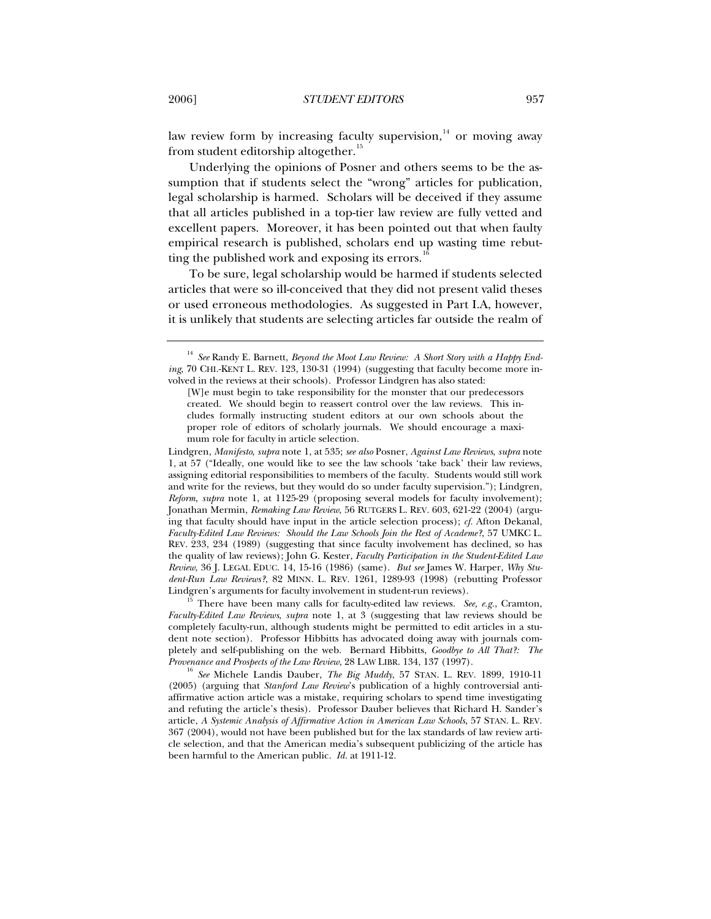law review form by increasing faculty supervision,[14] or moving away from student editorship altogether.[15]

Underlying the opinions of Posner and others seems to be the assumption that if students select the "wrong" articles for publication, legal scholarship is harmed. Scholars will be deceived if they assume that all articles published in a top-tier law review are fully vetted and excellent papers. Moreover, it has been pointed out that when faulty empirical research is published, scholars end up wasting time rebutting the published work and exposing its errors.[16]

To be sure, legal scholarship would be harmed if students selected articles that were so ill-conceived that they did not present valid theses or used erroneous methodologies. As suggested in Part I.A, however, it is unlikely that students are selecting articles far outside the realm of

---

[14] *See* Randy E. Barnett, *Beyond the Moot Law Review: A Short Story with a Happy Ending*, 70 CHI.-KENT L. REV. 123, 130-31 (1994) (suggesting that faculty become more involved in the reviews at their schools). Professor Lindgren has also stated:

> [W]e must begin to take responsibility for the monster that our predecessors created. We should begin to reassert control over the law reviews. This includes formally instructing student editors at our own schools about the proper role of editors of scholarly journals. We should encourage a maximum role for faculty in article selection.

Lindgren, *Manifesto*, *supra* note 1, at 535; *see also* Posner, *Against Law Reviews*, *supra* note 1, at 57 ("Ideally, one would like to see the law schools 'take back' their law reviews, assigning editorial responsibilities to members of the faculty. Students would still work and write for the reviews, but they would do so under faculty supervision."); Lindgren, *Reform*, *supra* note 1, at 1125-29 (proposing several models for faculty involvement); Jonathan Mermin, *Remaking Law Review*, 56 RUTGERS L. REV. 603, 621-22 (2004) (arguing that faculty should have input in the article selection process); *cf.* Afton Dekanal, *Faculty-Edited Law Reviews: Should the Law Schools Join the Rest of Academe?*, 57 UMKC L. REV. 233, 234 (1989) (suggesting that since faculty involvement has declined, so has the quality of law reviews); John G. Kester, *Faculty Participation in the Student-Edited Law Review*, 36 J. LEGAL EDUC. 14, 15-16 (1986) (same). *But see* James W. Harper, *Why Student-Run Law Reviews?*, 82 MINN. L. REV. 1261, 1289-93 (1998) (rebutting Professor Lindgren's arguments for faculty involvement in student-run reviews).

[15] There have been many calls for faculty-edited law reviews. *See, e.g.*, Cramton, *Faculty-Edited Law Reviews*, *supra* note 1, at 3 (suggesting that law reviews should be completely faculty-run, although students might be permitted to edit articles in a student note section). Professor Hibbitts has advocated doing away with journals completely and self-publishing on the web. Bernard Hibbitts, *Goodbye to All That?: The Provenance and Prospects of the Law Review*, 28 LAW LIBR. 134, 137 (1997).

[16] *See* Michele Landis Dauber, *The Big Muddy*, 57 STAN. L. REV. 1899, 1910-11 (2005) (arguing that *Stanford Law Review*'s publication of a highly controversial anti-affirmative action article was a mistake, requiring scholars to spend time investigating and refuting the article's thesis). Professor Dauber believes that Richard H. Sander's article, *A Systemic Analysis of Affirmative Action in American Law Schools*, 57 STAN. L. REV. 367 (2004), would not have been published but for the lax standards of law review article selection, and that the American media's subsequent publicizing of the article has been harmful to the American public. *Id.* at 1911-12.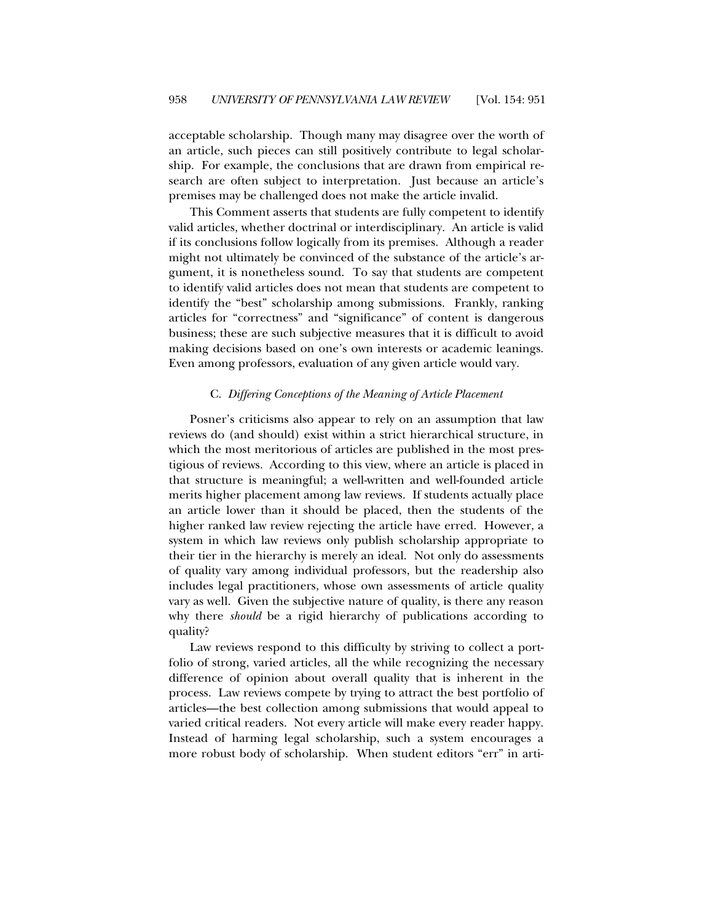acceptable scholarship. Though many may disagree over the worth of an article, such pieces can still positively contribute to legal scholarship. For example, the conclusions that are drawn from empirical research are often subject to interpretation. Just because an article's premises may be challenged does not make the article invalid.

This Comment asserts that students are fully competent to identify valid articles, whether doctrinal or interdisciplinary. An article is valid if its conclusions follow logically from its premises. Although a reader might not ultimately be convinced of the substance of the article's argument, it is nonetheless sound. To say that students are competent to identify valid articles does not mean that students are competent to identify the "best" scholarship among submissions. Frankly, ranking articles for "correctness" and "significance" of content is dangerous business; these are such subjective measures that it is difficult to avoid making decisions based on one's own interests or academic leanings. Even among professors, evaluation of any given article would vary.

### C. *Differing Conceptions of the Meaning of Article Placement*

Posner's criticisms also appear to rely on an assumption that law reviews do (and should) exist within a strict hierarchical structure, in which the most meritorious of articles are published in the most prestigious of reviews. According to this view, where an article is placed in that structure is meaningful; a well-written and well-founded article merits higher placement among law reviews. If students actually place an article lower than it should be placed, then the students of the higher ranked law review rejecting the article have erred. However, a system in which law reviews only publish scholarship appropriate to their tier in the hierarchy is merely an ideal. Not only do assessments of quality vary among individual professors, but the readership also includes legal practitioners, whose own assessments of article quality vary as well. Given the subjective nature of quality, is there any reason why there *should* be a rigid hierarchy of publications according to quality?

Law reviews respond to this difficulty by striving to collect a portfolio of strong, varied articles, all the while recognizing the necessary difference of opinion about overall quality that is inherent in the process. Law reviews compete by trying to attract the best portfolio of articles—the best collection among submissions that would appeal to varied critical readers. Not every article will make every reader happy. Instead of harming legal scholarship, such a system encourages a more robust body of scholarship. When student editors "err" in arti-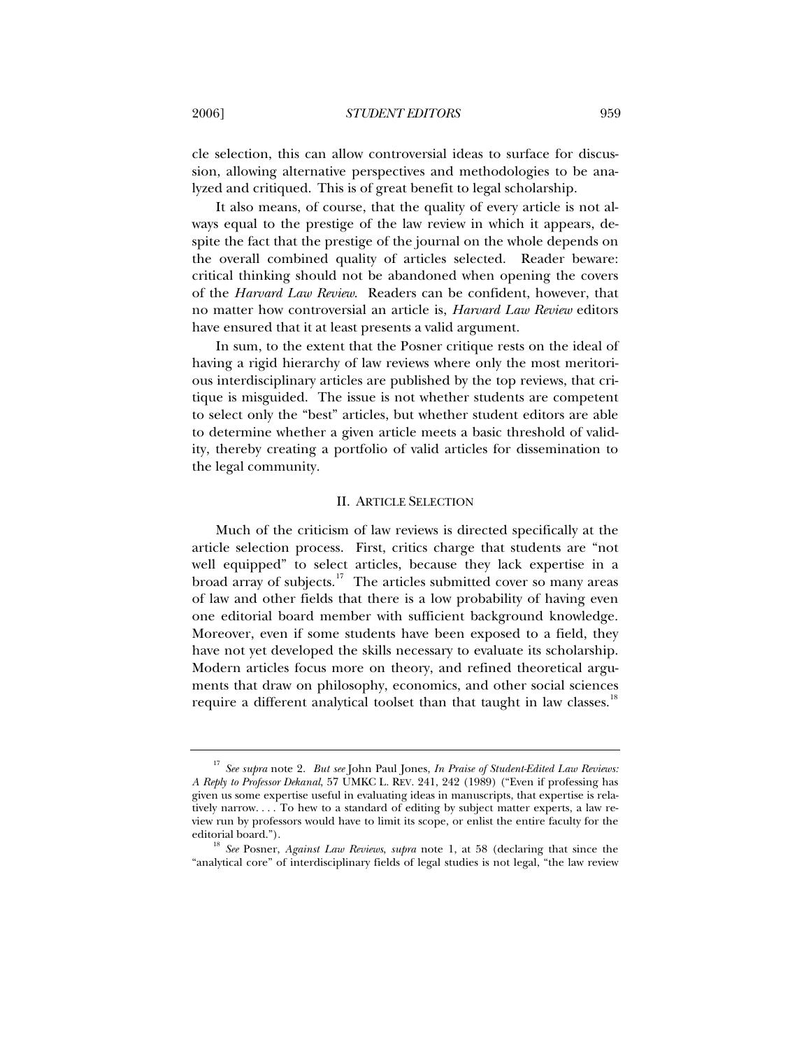cle selection, this can allow controversial ideas to surface for discussion, allowing alternative perspectives and methodologies to be analyzed and critiqued. This is of great benefit to legal scholarship.

It also means, of course, that the quality of every article is not always equal to the prestige of the law review in which it appears, despite the fact that the prestige of the journal on the whole depends on the overall combined quality of articles selected. Reader beware: critical thinking should not be abandoned when opening the covers of the *Harvard Law Review*. Readers can be confident, however, that no matter how controversial an article is, *Harvard Law Review* editors have ensured that it at least presents a valid argument.

In sum, to the extent that the Posner critique rests on the ideal of having a rigid hierarchy of law reviews where only the most meritorious interdisciplinary articles are published by the top reviews, that critique is misguided. The issue is not whether students are competent to select only the "best" articles, but whether student editors are able to determine whether a given article meets a basic threshold of validity, thereby creating a portfolio of valid articles for dissemination to the legal community.

## II. ARTICLE SELECTION

Much of the criticism of law reviews is directed specifically at the article selection process. First, critics charge that students are "not well equipped" to select articles, because they lack expertise in a broad array of subjects.[17] The articles submitted cover so many areas of law and other fields that there is a low probability of having even one editorial board member with sufficient background knowledge. Moreover, even if some students have been exposed to a field, they have not yet developed the skills necessary to evaluate its scholarship. Modern articles focus more on theory, and refined theoretical arguments that draw on philosophy, economics, and other social sciences require a different analytical toolset than that taught in law classes.[18]

---

[17] *See supra* note 2. *But see* John Paul Jones, *In Praise of Student-Edited Law Reviews: A Reply to Professor Dekanal*, 57 UMKC L. REV. 241, 242 (1989) ("Even if professing has given us some expertise useful in evaluating ideas in manuscripts, that expertise is relatively narrow. . . . To hew to a standard of editing by subject matter experts, a law review run by professors would have to limit its scope, or enlist the entire faculty for the editorial board.").

[18] *See* Posner, *Against Law Reviews*, *supra* note 1, at 58 (declaring that since the "analytical core" of interdisciplinary fields of legal studies is not legal, "the law review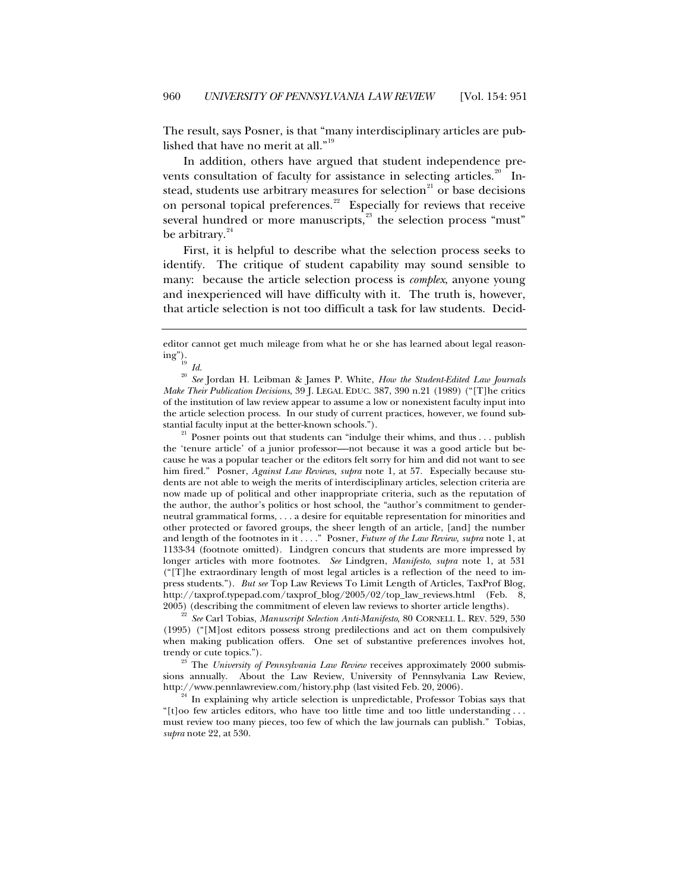The result, says Posner, is that "many interdisciplinary articles are published that have no merit at all."[19]

In addition, others have argued that student independence prevents consultation of faculty for assistance in selecting articles.[20] Instead, students use arbitrary measures for selection[21] or base decisions on personal topical preferences.[22] Especially for reviews that receive several hundred or more manuscripts,[23] the selection process "must" be arbitrary.[24]

First, it is helpful to describe what the selection process seeks to identify. The critique of student capability may sound sensible to many: because the article selection process is *complex*, anyone young and inexperienced will have difficulty with it. The truth is, however, that article selection is not too difficult a task for law students. Decid-

---

editor cannot get much mileage from what he or she has learned about legal reasoning").

[19] *Id.*

[20] *See* Jordan H. Leibman & James P. White, *How the Student-Edited Law Journals Make Their Publication Decisions*, 39 J. LEGAL EDUC. 387, 390 n.21 (1989) ("[T]he critics of the institution of law review appear to assume a low or nonexistent faculty input into the article selection process. In our study of current practices, however, we found substantial faculty input at the better-known schools.").

[21] Posner points out that students can "indulge their whims, and thus . . . publish the 'tenure article' of a junior professor—not because it was a good article but because he was a popular teacher or the editors felt sorry for him and did not want to see him fired." Posner, *Against Law Reviews*, *supra* note 1, at 57. Especially because students are not able to weigh the merits of interdisciplinary articles, selection criteria are now made up of political and other inappropriate criteria, such as the reputation of the author, the author's politics or host school, the "author's commitment to gender-neutral grammatical forms, . . . a desire for equitable representation for minorities and other protected or favored groups, the sheer length of an article, [and] the number and length of the footnotes in it . . . ." Posner, *Future of the Law Review, supra* note 1, at 1133-34 (footnote omitted). Lindgren concurs that students are more impressed by longer articles with more footnotes. *See* Lindgren, *Manifesto*, *supra* note 1, at 531 ("[T]he extraordinary length of most legal articles is a reflection of the need to impress students."). *But see* Top Law Reviews To Limit Length of Articles, TaxProf Blog, http://taxprof.typepad.com/taxprof_blog/2005/02/top_law_reviews.html (Feb. 8, 2005) (describing the commitment of eleven law reviews to shorter article lengths).

[22] *See* Carl Tobias, *Manuscript Selection Anti-Manifesto*, 80 CORNELL L. REV. 529, 530 (1995) ("[M]ost editors possess strong predilections and act on them compulsively when making publication offers. One set of substantive preferences involves hot, trendy or cute topics.").

[23] The *University of Pennsylvania Law Review* receives approximately 2000 submissions annually. About the Law Review, University of Pennsylvania Law Review, http://www.pennlawreview.com/history.php (last visited Feb. 20, 2006).

[24] In explaining why article selection is unpredictable, Professor Tobias says that "[t]oo few articles editors, who have too little time and too little understanding . . . must review too many pieces, too few of which the law journals can publish." Tobias, *supra* note 22, at 530.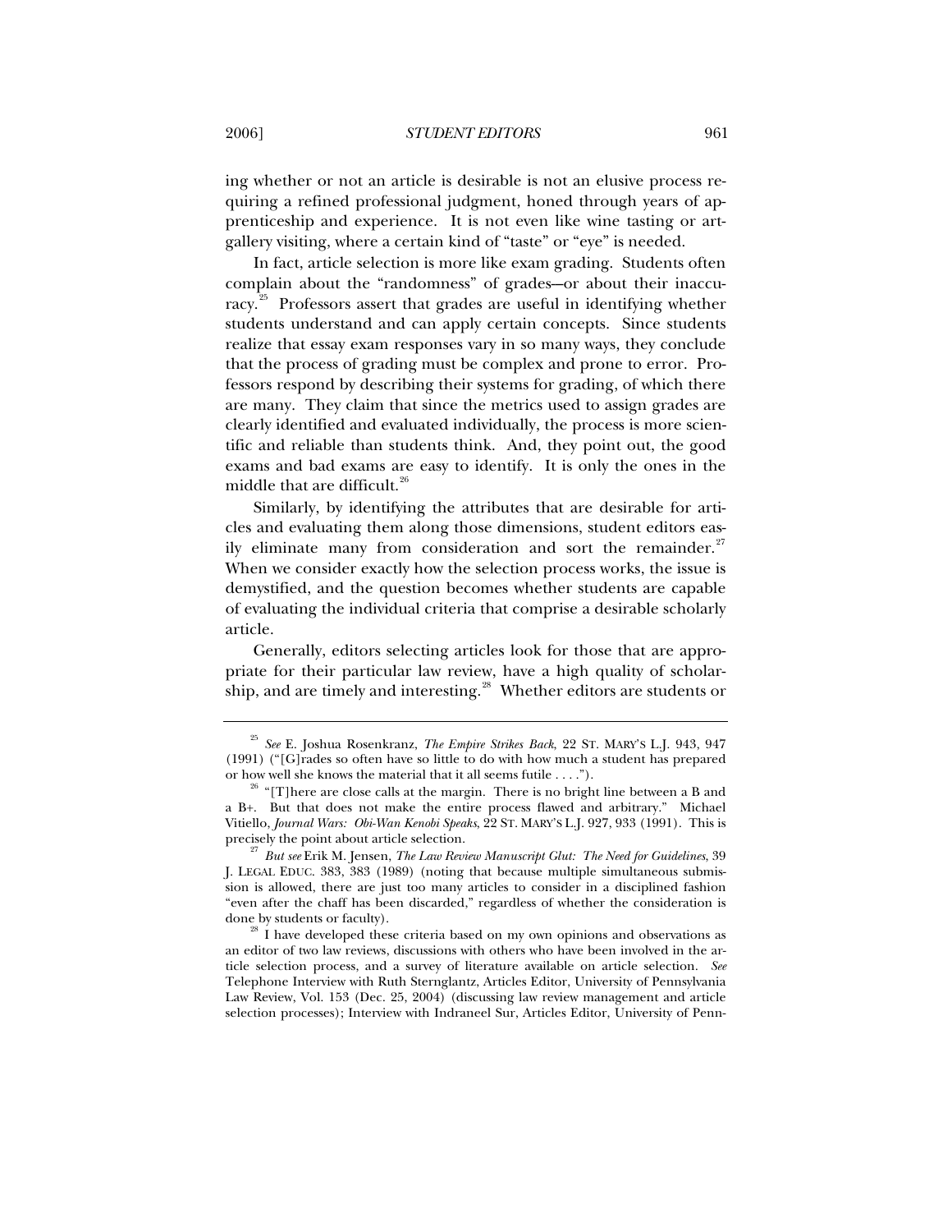ing whether or not an article is desirable is not an elusive process requiring a refined professional judgment, honed through years of apprenticeship and experience. It is not even like wine tasting or art-gallery visiting, where a certain kind of "taste" or "eye" is needed.

In fact, article selection is more like exam grading. Students often complain about the "randomness" of grades—or about their inaccuracy.[25] Professors assert that grades are useful in identifying whether students understand and can apply certain concepts. Since students realize that essay exam responses vary in so many ways, they conclude that the process of grading must be complex and prone to error. Professors respond by describing their systems for grading, of which there are many. They claim that since the metrics used to assign grades are clearly identified and evaluated individually, the process is more scientific and reliable than students think. And, they point out, the good exams and bad exams are easy to identify. It is only the ones in the middle that are difficult.[26]

Similarly, by identifying the attributes that are desirable for articles and evaluating them along those dimensions, student editors easily eliminate many from consideration and sort the remainder.[27] When we consider exactly how the selection process works, the issue is demystified, and the question becomes whether students are capable of evaluating the individual criteria that comprise a desirable scholarly article.

Generally, editors selecting articles look for those that are appropriate for their particular law review, have a high quality of scholarship, and are timely and interesting.[28] Whether editors are students or

---

[25] *See* E. Joshua Rosenkranz, *The Empire Strikes Back*, 22 ST. MARY'S L.J. 943, 947 (1991) ("[G]rades so often have so little to do with how much a student has prepared or how well she knows the material that it all seems futile . . . .").

[26] "[T]here are close calls at the margin. There is no bright line between a B and a B+. But that does not make the entire process flawed and arbitrary." Michael Vitiello, *Journal Wars: Obi-Wan Kenobi Speaks*, 22 ST. MARY'S L.J. 927, 933 (1991). This is precisely the point about article selection.

[27] *But see* Erik M. Jensen, *The Law Review Manuscript Glut: The Need for Guidelines*, 39 J. LEGAL EDUC. 383, 383 (1989) (noting that because multiple simultaneous submission is allowed, there are just too many articles to consider in a disciplined fashion "even after the chaff has been discarded," regardless of whether the consideration is done by students or faculty).

[28] I have developed these criteria based on my own opinions and observations as an editor of two law reviews, discussions with others who have been involved in the article selection process, and a survey of literature available on article selection. *See* Telephone Interview with Ruth Sternglantz, Articles Editor, University of Pennsylvania Law Review, Vol. 153 (Dec. 25, 2004) (discussing law review management and article selection processes); Interview with Indraneel Sur, Articles Editor, University of Penn-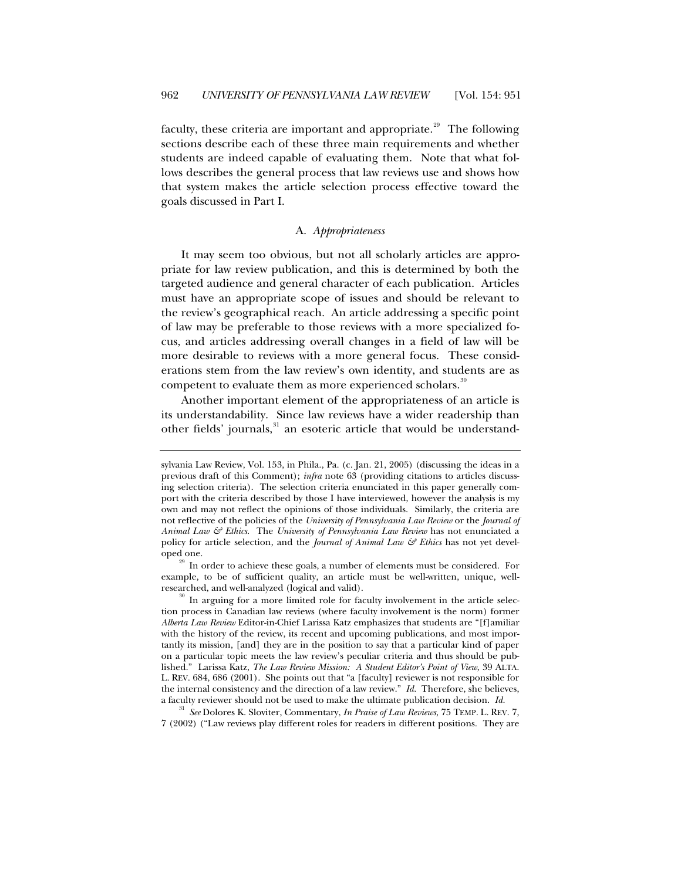faculty, these criteria are important and appropriate.[29] The following sections describe each of these three main requirements and whether students are indeed capable of evaluating them. Note that what follows describes the general process that law reviews use and shows how that system makes the article selection process effective toward the goals discussed in Part I.

### A. *Appropriateness*

It may seem too obvious, but not all scholarly articles are appropriate for law review publication, and this is determined by both the targeted audience and general character of each publication. Articles must have an appropriate scope of issues and should be relevant to the review's geographical reach. An article addressing a specific point of law may be preferable to those reviews with a more specialized focus, and articles addressing overall changes in a field of law will be more desirable to reviews with a more general focus. These considerations stem from the law review's own identity, and students are as competent to evaluate them as more experienced scholars.[30]

Another important element of the appropriateness of an article is its understandability. Since law reviews have a wider readership than other fields' journals,[31] an esoteric article that would be understand-

---

sylvania Law Review, Vol. 153, in Phila., Pa. (c. Jan. 21, 2005) (discussing the ideas in a previous draft of this Comment); *infra* note 63 (providing citations to articles discussing selection criteria). The selection criteria enunciated in this paper generally comport with the criteria described by those I have interviewed, however the analysis is my own and may not reflect the opinions of those individuals. Similarly, the criteria are not reflective of the policies of the *University of Pennsylvania Law Review* or the *Journal of Animal Law & Ethics*. The *University of Pennsylvania Law Review* has not enunciated a policy for article selection, and the *Journal of Animal Law & Ethics* has not yet developed one.

[29] In order to achieve these goals, a number of elements must be considered. For example, to be of sufficient quality, an article must be well-written, unique, well-researched, and well-analyzed (logical and valid).

[30] In arguing for a more limited role for faculty involvement in the article selection process in Canadian law reviews (where faculty involvement is the norm) former *Alberta Law Review* Editor-in-Chief Larissa Katz emphasizes that students are "[f]amiliar with the history of the review, its recent and upcoming publications, and most importantly its mission, [and] they are in the position to say that a particular kind of paper on a particular topic meets the law review's peculiar criteria and thus should be published." Larissa Katz, *The Law Review Mission: A Student Editor's Point of View*, 39 ALTA. L. REV. 684, 686 (2001). She points out that "a [faculty] reviewer is not responsible for the internal consistency and the direction of a law review." *Id.* Therefore, she believes, a faculty reviewer should not be used to make the ultimate publication decision. *Id.*

[31] *See* Dolores K. Sloviter, Commentary, *In Praise of Law Reviews*, 75 TEMP. L. REV. 7, 7 (2002) ("Law reviews play different roles for readers in different positions. They are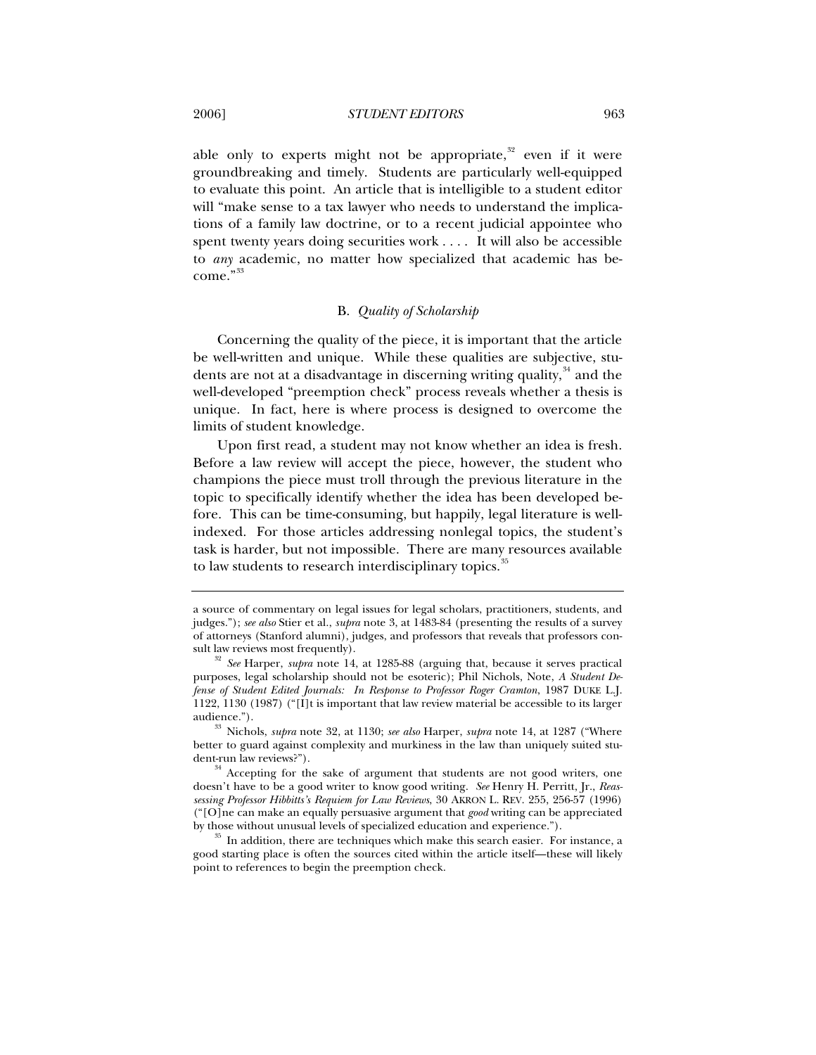able only to experts might not be appropriate,[32] even if it were groundbreaking and timely. Students are particularly well-equipped to evaluate this point. An article that is intelligible to a student editor will "make sense to a tax lawyer who needs to understand the implications of a family law doctrine, or to a recent judicial appointee who spent twenty years doing securities work . . . . It will also be accessible to *any* academic, no matter how specialized that academic has become."[33]

### B. *Quality of Scholarship*

Concerning the quality of the piece, it is important that the article be well-written and unique. While these qualities are subjective, students are not at a disadvantage in discerning writing quality,[34] and the well-developed "preemption check" process reveals whether a thesis is unique. In fact, here is where process is designed to overcome the limits of student knowledge.

Upon first read, a student may not know whether an idea is fresh. Before a law review will accept the piece, however, the student who champions the piece must troll through the previous literature in the topic to specifically identify whether the idea has been developed before. This can be time-consuming, but happily, legal literature is well-indexed. For those articles addressing nonlegal topics, the student's task is harder, but not impossible. There are many resources available to law students to research interdisciplinary topics.[35]

---

a source of commentary on legal issues for legal scholars, practitioners, students, and judges."); *see also* Stier et al., *supra* note 3, at 1483-84 (presenting the results of a survey of attorneys (Stanford alumni), judges, and professors that reveals that professors consult law reviews most frequently).

[32] *See* Harper, *supra* note 14, at 1285-88 (arguing that, because it serves practical purposes, legal scholarship should not be esoteric); Phil Nichols, Note, *A Student Defense of Student Edited Journals: In Response to Professor Roger Cramton*, 1987 DUKE L.J. 1122, 1130 (1987) ("[I]t is important that law review material be accessible to its larger audience.").

[33] Nichols, *supra* note 32, at 1130; *see also* Harper, *supra* note 14, at 1287 ("Where better to guard against complexity and murkiness in the law than uniquely suited student-run law reviews?").

[34] Accepting for the sake of argument that students are not good writers, one doesn't have to be a good writer to know good writing. *See* Henry H. Perritt, Jr., *Reassessing Professor Hibbitts's Requiem for Law Reviews*, 30 AKRON L. REV. 255, 256-57 (1996) ("[O]ne can make an equally persuasive argument that *good* writing can be appreciated by those without unusual levels of specialized education and experience.").

[35] In addition, there are techniques which make this search easier. For instance, a good starting place is often the sources cited within the article itself—these will likely point to references to begin the preemption check.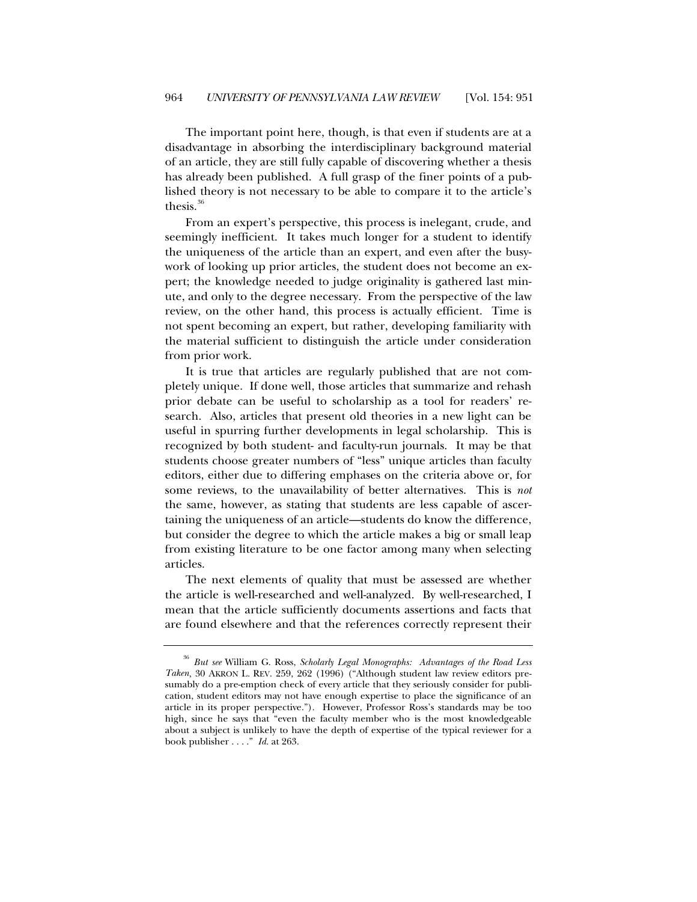The important point here, though, is that even if students are at a disadvantage in absorbing the interdisciplinary background material of an article, they are still fully capable of discovering whether a thesis has already been published. A full grasp of the finer points of a published theory is not necessary to be able to compare it to the article's thesis.[36]

From an expert's perspective, this process is inelegant, crude, and seemingly inefficient. It takes much longer for a student to identify the uniqueness of the article than an expert, and even after the busywork of looking up prior articles, the student does not become an expert; the knowledge needed to judge originality is gathered last minute, and only to the degree necessary. From the perspective of the law review, on the other hand, this process is actually efficient. Time is not spent becoming an expert, but rather, developing familiarity with the material sufficient to distinguish the article under consideration from prior work.

It is true that articles are regularly published that are not completely unique. If done well, those articles that summarize and rehash prior debate can be useful to scholarship as a tool for readers' research. Also, articles that present old theories in a new light can be useful in spurring further developments in legal scholarship. This is recognized by both student- and faculty-run journals. It may be that students choose greater numbers of "less" unique articles than faculty editors, either due to differing emphases on the criteria above or, for some reviews, to the unavailability of better alternatives. This is *not* the same, however, as stating that students are less capable of ascertaining the uniqueness of an article—students do know the difference, but consider the degree to which the article makes a big or small leap from existing literature to be one factor among many when selecting articles.

The next elements of quality that must be assessed are whether the article is well-researched and well-analyzed. By well-researched, I mean that the article sufficiently documents assertions and facts that are found elsewhere and that the references correctly represent their

---

[36] *But see* William G. Ross, *Scholarly Legal Monographs: Advantages of the Road Less Taken*, 30 AKRON L. REV. 259, 262 (1996) ("Although student law review editors presumably do a pre-emption check of every article that they seriously consider for publication, student editors may not have enough expertise to place the significance of an article in its proper perspective."). However, Professor Ross's standards may be too high, since he says that "even the faculty member who is the most knowledgeable about a subject is unlikely to have the depth of expertise of the typical reviewer for a book publisher . . . ." *Id.* at 263.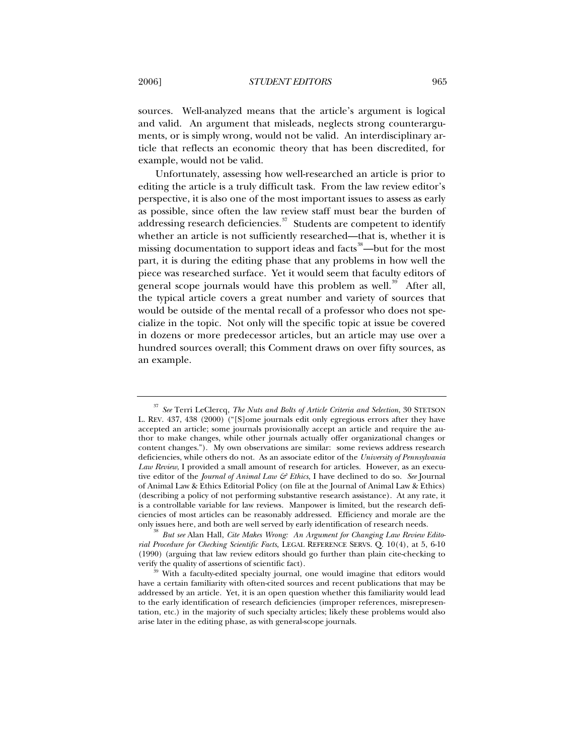sources. Well-analyzed means that the article's argument is logical and valid. An argument that misleads, neglects strong counterarguments, or is simply wrong, would not be valid. An interdisciplinary article that reflects an economic theory that has been discredited, for example, would not be valid.

Unfortunately, assessing how well-researched an article is prior to editing the article is a truly difficult task. From the law review editor's perspective, it is also one of the most important issues to assess as early as possible, since often the law review staff must bear the burden of addressing research deficiencies.[37] Students are competent to identify whether an article is not sufficiently researched—that is, whether it is missing documentation to support ideas and facts[38]—but for the most part, it is during the editing phase that any problems in how well the piece was researched surface. Yet it would seem that faculty editors of general scope journals would have this problem as well.[39] After all, the typical article covers a great number and variety of sources that would be outside of the mental recall of a professor who does not specialize in the topic. Not only will the specific topic at issue be covered in dozens or more predecessor articles, but an article may use over a hundred sources overall; this Comment draws on over fifty sources, as an example.

---

[37] *See* Terri LeClercq, *The Nuts and Bolts of Article Criteria and Selection*, 30 STETSON L. REV. 437, 438 (2000) ("[S]ome journals edit only egregious errors after they have accepted an article; some journals provisionally accept an article and require the author to make changes, while other journals actually offer organizational changes or content changes."). My own observations are similar: some reviews address research deficiencies, while others do not. As an associate editor of the *University of Pennsylvania Law Review*, I provided a small amount of research for articles. However, as an executive editor of the *Journal of Animal Law & Ethics*, I have declined to do so. *See* Journal of Animal Law & Ethics Editorial Policy (on file at the Journal of Animal Law & Ethics) (describing a policy of not performing substantive research assistance). At any rate, it is a controllable variable for law reviews. Manpower is limited, but the research deficiencies of most articles can be reasonably addressed. Efficiency and morale are the only issues here, and both are well served by early identification of research needs.

[38] *But see* Alan Hall, *Cite Makes Wrong: An Argument for Changing Law Review Editorial Procedure for Checking Scientific Facts*, LEGAL REFERENCE SERVS. Q. 10(4), at 5, 6-10 (1990) (arguing that law review editors should go further than plain cite-checking to verify the quality of assertions of scientific fact).

[39] With a faculty-edited specialty journal, one would imagine that editors would have a certain familiarity with often-cited sources and recent publications that may be addressed by an article. Yet, it is an open question whether this familiarity would lead to the early identification of research deficiencies (improper references, misrepresentation, etc.) in the majority of such specialty articles; likely these problems would also arise later in the editing phase, as with general-scope journals.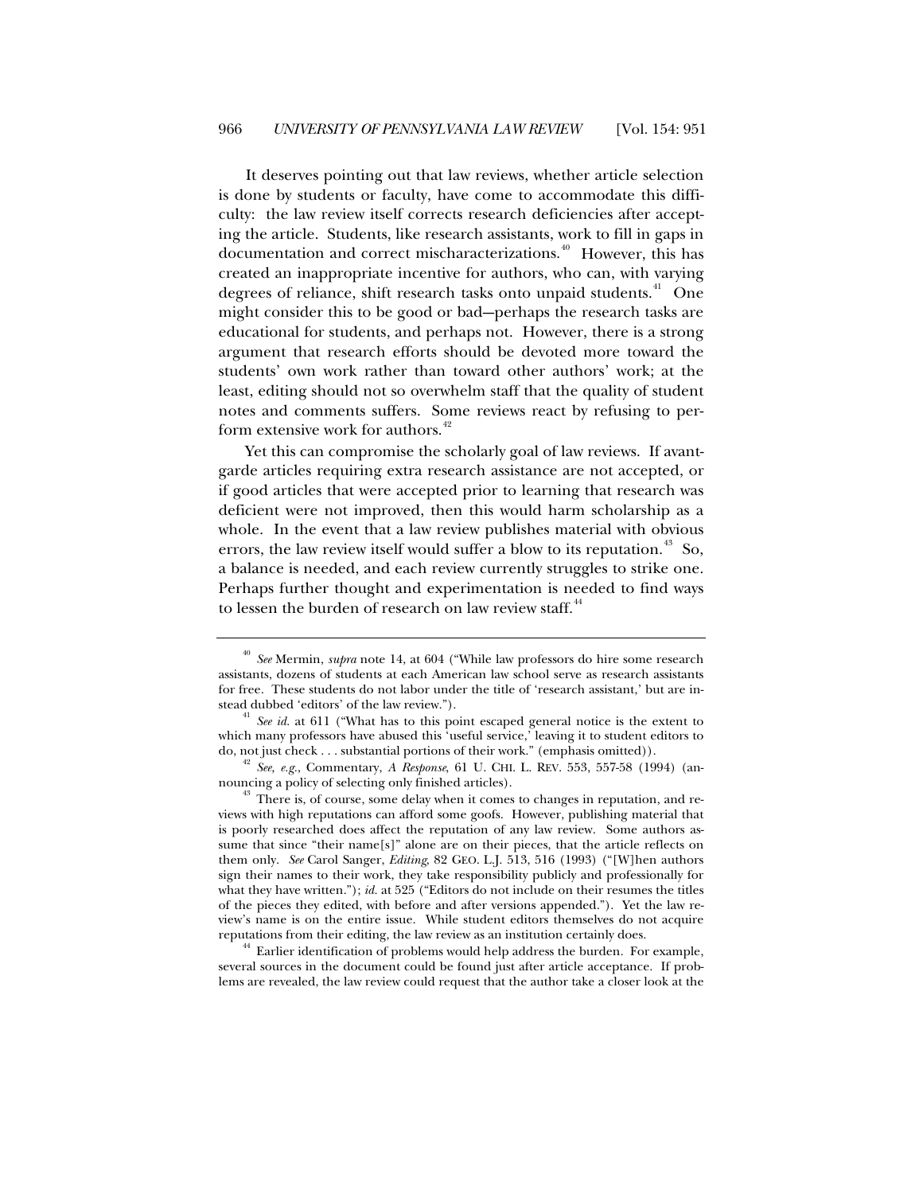It deserves pointing out that law reviews, whether article selection is done by students or faculty, have come to accommodate this difficulty: the law review itself corrects research deficiencies after accepting the article. Students, like research assistants, work to fill in gaps in documentation and correct mischaracterizations.[40] However, this has created an inappropriate incentive for authors, who can, with varying degrees of reliance, shift research tasks onto unpaid students.[41] One might consider this to be good or bad—perhaps the research tasks are educational for students, and perhaps not. However, there is a strong argument that research efforts should be devoted more toward the students' own work rather than toward other authors' work; at the least, editing should not so overwhelm staff that the quality of student notes and comments suffers. Some reviews react by refusing to perform extensive work for authors.[42]

Yet this can compromise the scholarly goal of law reviews. If avant-garde articles requiring extra research assistance are not accepted, or if good articles that were accepted prior to learning that research was deficient were not improved, then this would harm scholarship as a whole. In the event that a law review publishes material with obvious errors, the law review itself would suffer a blow to its reputation.[43] So, a balance is needed, and each review currently struggles to strike one. Perhaps further thought and experimentation is needed to find ways to lessen the burden of research on law review staff.[44]

---

[40] *See* Mermin, *supra* note 14, at 604 ("While law professors do hire some research assistants, dozens of students at each American law school serve as research assistants for free. These students do not labor under the title of 'research assistant,' but are instead dubbed 'editors' of the law review.").

[41] *See id.* at 611 ("What has to this point escaped general notice is the extent to which many professors have abused this 'useful service,' leaving it to student editors to do, not just check . . . substantial portions of their work." (emphasis omitted)).

[42] *See, e.g.*, Commentary, *A Response*, 61 U. CHI. L. REV. 553, 557-58 (1994) (announcing a policy of selecting only finished articles).

[43] There is, of course, some delay when it comes to changes in reputation, and reviews with high reputations can afford some goofs. However, publishing material that is poorly researched does affect the reputation of any law review. Some authors assume that since "their name[s]" alone are on their pieces, that the article reflects on them only. *See* Carol Sanger, *Editing*, 82 GEO. L.J. 513, 516 (1993) ("[W]hen authors sign their names to their work, they take responsibility publicly and professionally for what they have written."); *id.* at 525 ("Editors do not include on their resumes the titles of the pieces they edited, with before and after versions appended."). Yet the law review's name is on the entire issue. While student editors themselves do not acquire reputations from their editing, the law review as an institution certainly does.

[44] Earlier identification of problems would help address the burden. For example, several sources in the document could be found just after article acceptance. If problems are revealed, the law review could request that the author take a closer look at the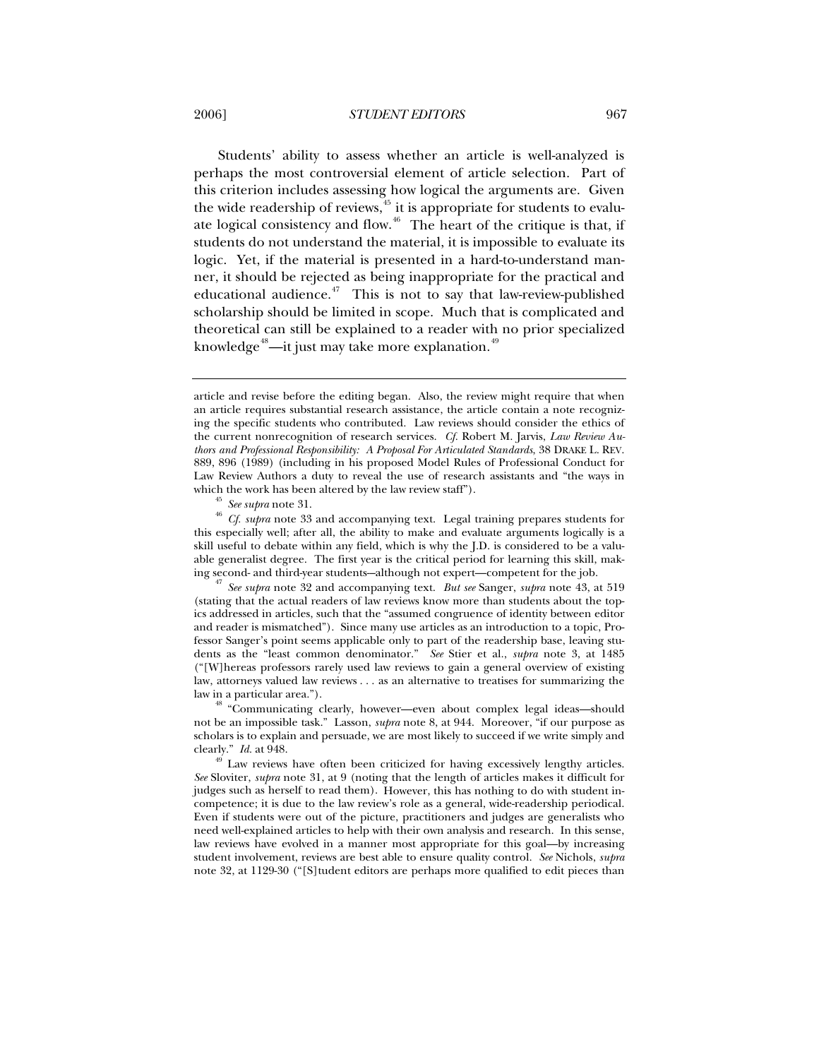Students' ability to assess whether an article is well-analyzed is perhaps the most controversial element of article selection. Part of this criterion includes assessing how logical the arguments are. Given the wide readership of reviews,[45] it is appropriate for students to evaluate logical consistency and flow.[46] The heart of the critique is that, if students do not understand the material, it is impossible to evaluate its logic. Yet, if the material is presented in a hard-to-understand manner, it should be rejected as being inappropriate for the practical and educational audience.[47] This is not to say that law-review-published scholarship should be limited in scope. Much that is complicated and theoretical can still be explained to a reader with no prior specialized knowledge[48]—it just may take more explanation.[49]

---

article and revise before the editing began. Also, the review might require that when an article requires substantial research assistance, the article contain a note recognizing the specific students who contributed. Law reviews should consider the ethics of the current nonrecognition of research services. *Cf.* Robert M. Jarvis, *Law Review Authors and Professional Responsibility: A Proposal For Articulated Standards*, 38 DRAKE L. REV. 889, 896 (1989) (including in his proposed Model Rules of Professional Conduct for Law Review Authors a duty to reveal the use of research assistants and "the ways in which the work has been altered by the law review staff").

[45] *See supra* note 31.

[46] *Cf. supra* note 33 and accompanying text. Legal training prepares students for this especially well; after all, the ability to make and evaluate arguments logically is a skill useful to debate within any field, which is why the J.D. is considered to be a valuable generalist degree. The first year is the critical period for learning this skill, making second- and third-year students—although not expert—competent for the job.

[47] *See supra* note 32 and accompanying text. *But see* Sanger, *supra* note 43, at 519 (stating that the actual readers of law reviews know more than students about the topics addressed in articles, such that the "assumed congruence of identity between editor and reader is mismatched"). Since many use articles as an introduction to a topic, Professor Sanger's point seems applicable only to part of the readership base, leaving students as the "least common denominator." *See* Stier et al., *supra* note 3, at 1485 ("[W]hereas professors rarely used law reviews to gain a general overview of existing law, attorneys valued law reviews . . . as an alternative to treatises for summarizing the law in a particular area.").

[48] "Communicating clearly, however—even about complex legal ideas—should not be an impossible task." Lasson, *supra* note 8, at 944. Moreover, "if our purpose as scholars is to explain and persuade, we are most likely to succeed if we write simply and clearly." *Id.* at 948.

[49] Law reviews have often been criticized for having excessively lengthy articles. *See* Sloviter, *supra* note 31, at 9 (noting that the length of articles makes it difficult for judges such as herself to read them). However, this has nothing to do with student incompetence; it is due to the law review's role as a general, wide-readership periodical. Even if students were out of the picture, practitioners and judges are generalists who need well-explained articles to help with their own analysis and research. In this sense, law reviews have evolved in a manner most appropriate for this goal—by increasing student involvement, reviews are best able to ensure quality control. *See* Nichols, *supra* note 32, at 1129-30 ("[S]tudent editors are perhaps more qualified to edit pieces than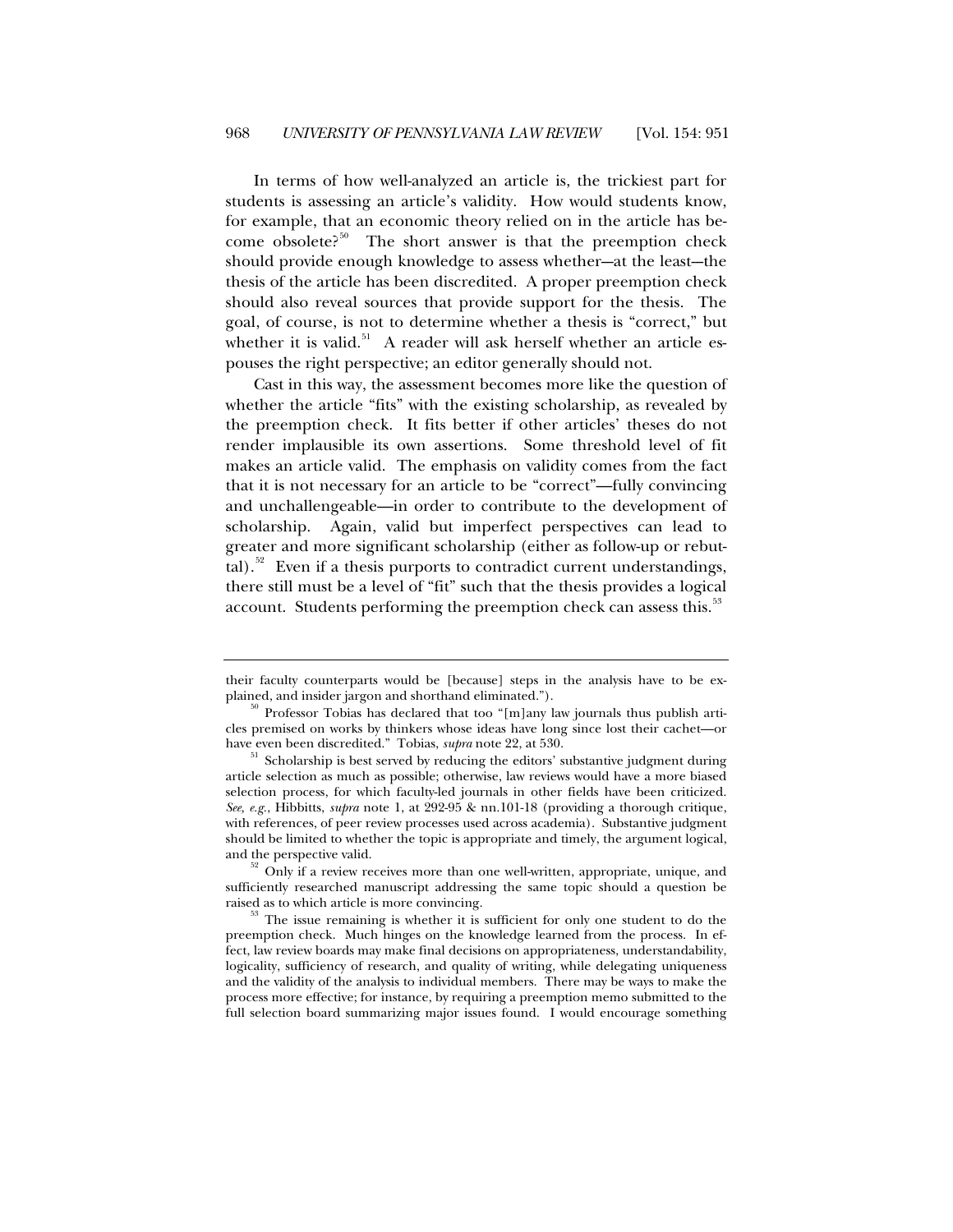In terms of how well-analyzed an article is, the trickiest part for students is assessing an article's validity. How would students know, for example, that an economic theory relied on in the article has become obsolete?[50] The short answer is that the preemption check should provide enough knowledge to assess whether—at the least—the thesis of the article has been discredited. A proper preemption check should also reveal sources that provide support for the thesis. The goal, of course, is not to determine whether a thesis is "correct," but whether it is valid.[51] A reader will ask herself whether an article espouses the right perspective; an editor generally should not.

Cast in this way, the assessment becomes more like the question of whether the article "fits" with the existing scholarship, as revealed by the preemption check. It fits better if other articles' theses do not render implausible its own assertions. Some threshold level of fit makes an article valid. The emphasis on validity comes from the fact that it is not necessary for an article to be "correct"—fully convincing and unchallengeable—in order to contribute to the development of scholarship. Again, valid but imperfect perspectives can lead to greater and more significant scholarship (either as follow-up or rebuttal).[52] Even if a thesis purports to contradict current understandings, there still must be a level of "fit" such that the thesis provides a logical account. Students performing the preemption check can assess this.[53]

---

their faculty counterparts would be [because] steps in the analysis have to be explained, and insider jargon and shorthand eliminated.").

[50] Professor Tobias has declared that too "[m]any law journals thus publish articles premised on works by thinkers whose ideas have long since lost their cachet—or have even been discredited." Tobias, *supra* note 22, at 530.

[51] Scholarship is best served by reducing the editors' substantive judgment during article selection as much as possible; otherwise, law reviews would have a more biased selection process, for which faculty-led journals in other fields have been criticized. *See, e.g.*, Hibbitts, *supra* note 1, at 292-95 & nn.101-18 (providing a thorough critique, with references, of peer review processes used across academia). Substantive judgment should be limited to whether the topic is appropriate and timely, the argument logical, and the perspective valid.

[52] Only if a review receives more than one well-written, appropriate, unique, and sufficiently researched manuscript addressing the same topic should a question be raised as to which article is more convincing.

[53] The issue remaining is whether it is sufficient for only one student to do the preemption check. Much hinges on the knowledge learned from the process. In effect, law review boards may make final decisions on appropriateness, understandability, logicality, sufficiency of research, and quality of writing, while delegating uniqueness and the validity of the analysis to individual members. There may be ways to make the process more effective; for instance, by requiring a preemption memo submitted to the full selection board summarizing major issues found. I would encourage something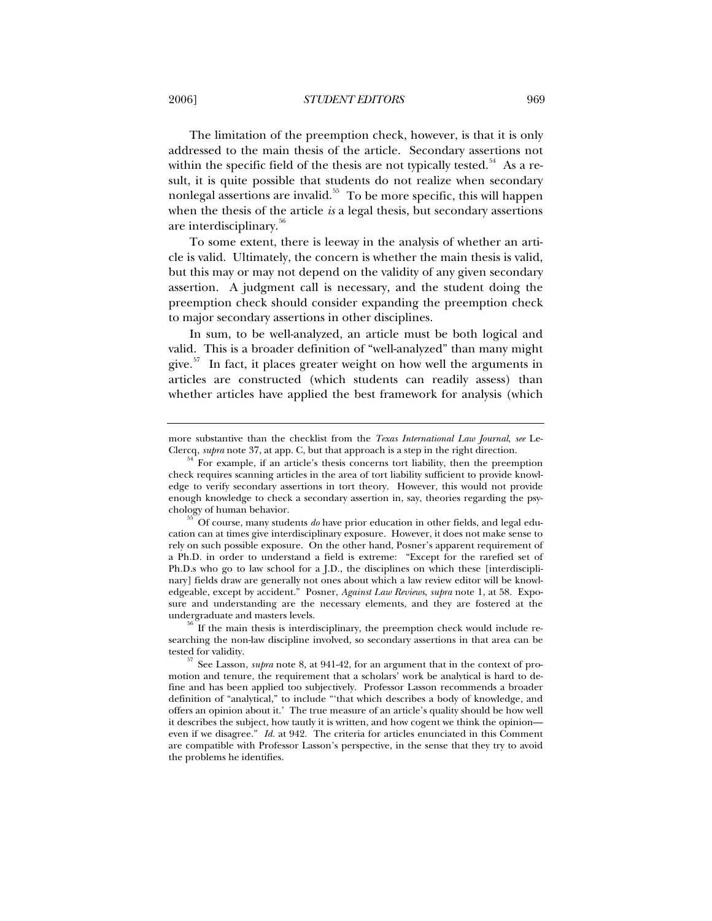The limitation of the preemption check, however, is that it is only addressed to the main thesis of the article. Secondary assertions not within the specific field of the thesis are not typically tested.[54] As a result, it is quite possible that students do not realize when secondary nonlegal assertions are invalid.[55] To be more specific, this will happen when the thesis of the article *is* a legal thesis, but secondary assertions are interdisciplinary.[56]

To some extent, there is leeway in the analysis of whether an article is valid. Ultimately, the concern is whether the main thesis is valid, but this may or may not depend on the validity of any given secondary assertion. A judgment call is necessary, and the student doing the preemption check should consider expanding the preemption check to major secondary assertions in other disciplines.

In sum, to be well-analyzed, an article must be both logical and valid. This is a broader definition of "well-analyzed" than many might give.[57] In fact, it places greater weight on how well the arguments in articles are constructed (which students can readily assess) than whether articles have applied the best framework for analysis (which

---

more substantive than the checklist from the *Texas International Law Journal*, *see* LeClercq, *supra* note 37, at app. C, but that approach is a step in the right direction.

[54] For example, if an article's thesis concerns tort liability, then the preemption check requires scanning articles in the area of tort liability sufficient to provide knowledge to verify secondary assertions in tort theory. However, this would not provide enough knowledge to check a secondary assertion in, say, theories regarding the psychology of human behavior.

[55] Of course, many students *do* have prior education in other fields, and legal education can at times give interdisciplinary exposure. However, it does not make sense to rely on such possible exposure. On the other hand, Posner's apparent requirement of a Ph.D. in order to understand a field is extreme: "Except for the rarefied set of Ph.D.s who go to law school for a J.D., the disciplines on which these [interdisciplinary] fields draw are generally not ones about which a law review editor will be knowledgeable, except by accident." Posner, *Against Law Reviews*, *supra* note 1, at 58. Exposure and understanding are the necessary elements, and they are fostered at the undergraduate and masters levels.

[56] If the main thesis is interdisciplinary, the preemption check would include researching the non-law discipline involved, so secondary assertions in that area can be tested for validity.

[57] See Lasson, *supra* note 8, at 941-42, for an argument that in the context of promotion and tenure, the requirement that a scholars' work be analytical is hard to define and has been applied too subjectively. Professor Lasson recommends a broader definition of "analytical," to include "'that which describes a body of knowledge, and offers an opinion about it.' The true measure of an article's quality should be how well it describes the subject, how tautly it is written, and how cogent we think the opinion—even if we disagree." *Id.* at 942. The criteria for articles enunciated in this Comment are compatible with Professor Lasson's perspective, in the sense that they try to avoid the problems he identifies.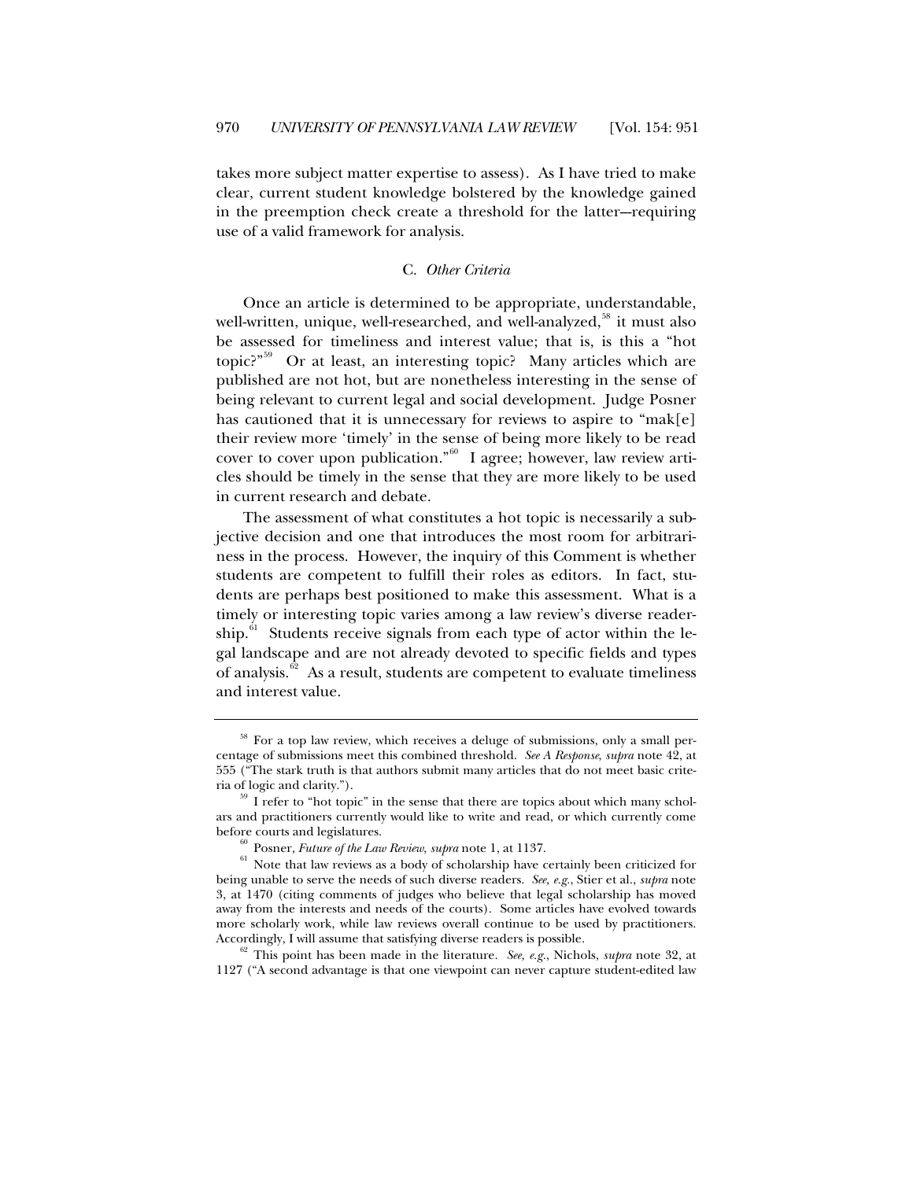takes more subject matter expertise to assess). As I have tried to make clear, current student knowledge bolstered by the knowledge gained in the preemption check create a threshold for the latter—requiring use of a valid framework for analysis.

### C. *Other Criteria*

Once an article is determined to be appropriate, understandable, well-written, unique, well-researched, and well-analyzed,[58] it must also be assessed for timeliness and interest value; that is, is this a "hot topic?"[59] Or at least, an interesting topic? Many articles which are published are not hot, but are nonetheless interesting in the sense of being relevant to current legal and social development. Judge Posner has cautioned that it is unnecessary for reviews to aspire to "mak[e] their review more 'timely' in the sense of being more likely to be read cover to cover upon publication."[60] I agree; however, law review articles should be timely in the sense that they are more likely to be used in current research and debate.

The assessment of what constitutes a hot topic is necessarily a subjective decision and one that introduces the most room for arbitrariness in the process. However, the inquiry of this Comment is whether students are competent to fulfill their roles as editors. In fact, students are perhaps best positioned to make this assessment. What is a timely or interesting topic varies among a law review's diverse readership.[61] Students receive signals from each type of actor within the legal landscape and are not already devoted to specific fields and types of analysis.[62] As a result, students are competent to evaluate timeliness and interest value.

---

[58] For a top law review, which receives a deluge of submissions, only a small percentage of submissions meet this combined threshold. *See A Response*, *supra* note 42, at 555 ("The stark truth is that authors submit many articles that do not meet basic criteria of logic and clarity.").

[59] I refer to "hot topic" in the sense that there are topics about which many scholars and practitioners currently would like to write and read, or which currently come before courts and legislatures.

[60] Posner, *Future of the Law Review*, *supra* note 1, at 1137.

[61] Note that law reviews as a body of scholarship have certainly been criticized for being unable to serve the needs of such diverse readers. *See, e.g.*, Stier et al., *supra* note 3, at 1470 (citing comments of judges who believe that legal scholarship has moved away from the interests and needs of the courts). Some articles have evolved towards more scholarly work, while law reviews overall continue to be used by practitioners. Accordingly, I will assume that satisfying diverse readers is possible.

[62] This point has been made in the literature. *See, e.g.*, Nichols, *supra* note 32, at 1127 ("A second advantage is that one viewpoint can never capture student-edited law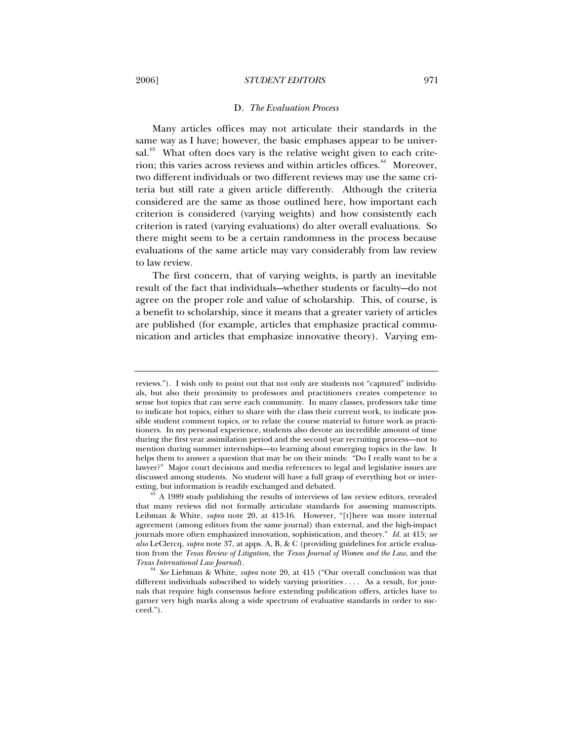### D. *The Evaluation Process*

Many articles offices may not articulate their standards in the same way as I have; however, the basic emphases appear to be universal.[63] What often does vary is the relative weight given to each criterion; this varies across reviews and within articles offices.[64] Moreover, two different individuals or two different reviews may use the same criteria but still rate a given article differently. Although the criteria considered are the same as those outlined here, how important each criterion is considered (varying weights) and how consistently each criterion is rated (varying evaluations) do alter overall evaluations. So there might seem to be a certain randomness in the process because evaluations of the same article may vary considerably from law review to law review.

The first concern, that of varying weights, is partly an inevitable result of the fact that individuals—whether students or faculty—do not agree on the proper role and value of scholarship. This, of course, is a benefit to scholarship, since it means that a greater variety of articles are published (for example, articles that emphasize practical communication and articles that emphasize innovative theory). Varying em-

---

reviews."). I wish only to point out that not only are students not "captured" individuals, but also their proximity to professors and practitioners creates competence to sense hot topics that can serve each community. In many classes, professors take time to indicate hot topics, either to share with the class their current work, to indicate possible student comment topics, or to relate the course material to future work as practitioners. In my personal experience, students also devote an incredible amount of time during the first year assimilation period and the second year recruiting process—not to mention during summer internships—to learning about emerging topics in the law. It helps them to answer a question that may be on their minds: "Do I really want to be a lawyer?" Major court decisions and media references to legal and legislative issues are discussed among students. No student will have a full grasp of everything hot or interesting, but information is readily exchanged and debated.

[63] A 1989 study publishing the results of interviews of law review editors, revealed that many reviews did not formally articulate standards for assessing manuscripts. Leibman & White, *supra* note 20, at 413-16. However, "[t]here was more internal agreement (among editors from the same journal) than external, and the high-impact journals more often emphasized innovation, sophistication, and theory." *Id.* at 415; *see also* LeClercq, *supra* note 37, at apps. A, B, & C (providing guidelines for article evaluation from the *Texas Review of Litigation*, the *Texas Journal of Women and the Law*, and the *Texas International Law Journal*).

[64] *See* Liebman & White, *supra* note 20, at 415 ("Our overall conclusion was that different individuals subscribed to widely varying priorities . . . . As a result, for journals that require high consensus before extending publication offers, articles have to garner very high marks along a wide spectrum of evaluative standards in order to succeed.").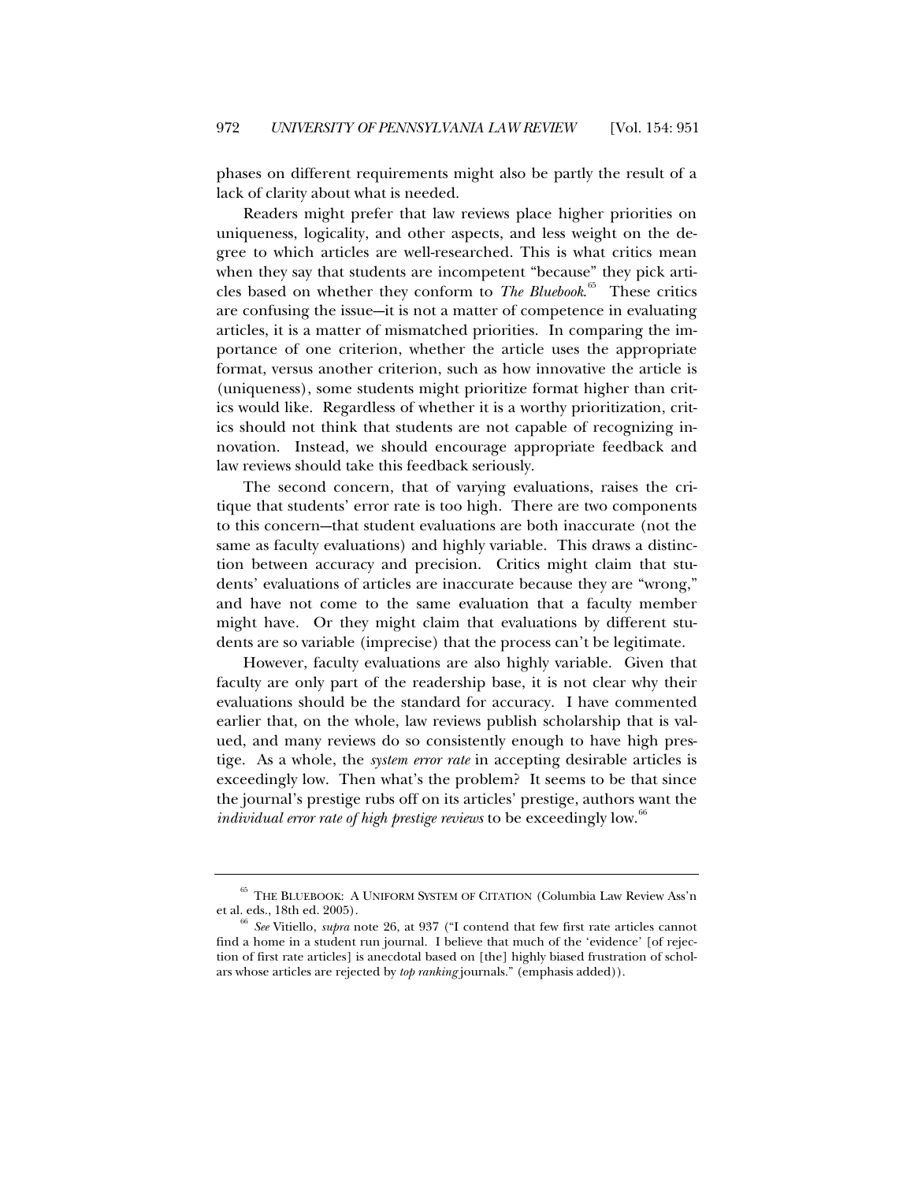phases on different requirements might also be partly the result of a lack of clarity about what is needed.

Readers might prefer that law reviews place higher priorities on uniqueness, logicality, and other aspects, and less weight on the degree to which articles are well-researched. This is what critics mean when they say that students are incompetent "because" they pick articles based on whether they conform to *The Bluebook*.[65] These critics are confusing the issue—it is not a matter of competence in evaluating articles, it is a matter of mismatched priorities. In comparing the importance of one criterion, whether the article uses the appropriate format, versus another criterion, such as how innovative the article is (uniqueness), some students might prioritize format higher than critics would like. Regardless of whether it is a worthy prioritization, critics should not think that students are not capable of recognizing innovation. Instead, we should encourage appropriate feedback and law reviews should take this feedback seriously.

The second concern, that of varying evaluations, raises the critique that students' error rate is too high. There are two components to this concern—that student evaluations are both inaccurate (not the same as faculty evaluations) and highly variable. This draws a distinction between accuracy and precision. Critics might claim that students' evaluations of articles are inaccurate because they are "wrong," and have not come to the same evaluation that a faculty member might have. Or they might claim that evaluations by different students are so variable (imprecise) that the process can't be legitimate.

However, faculty evaluations are also highly variable. Given that faculty are only part of the readership base, it is not clear why their evaluations should be the standard for accuracy. I have commented earlier that, on the whole, law reviews publish scholarship that is valued, and many reviews do so consistently enough to have high prestige. As a whole, the *system error rate* in accepting desirable articles is exceedingly low. Then what's the problem? It seems to be that since the journal's prestige rubs off on its articles' prestige, authors want the *individual error rate of high prestige reviews* to be exceedingly low.[66]

---

[65] THE BLUEBOOK: A UNIFORM SYSTEM OF CITATION (Columbia Law Review Ass'n et al. eds., 18th ed. 2005).

[66] *See* Vitiello, *supra* note 26, at 937 ("I contend that few first rate articles cannot find a home in a student run journal. I believe that much of the 'evidence' [of rejection of first rate articles] is anecdotal based on [the] highly biased frustration of scholars whose articles are rejected by *top ranking* journals." (emphasis added)).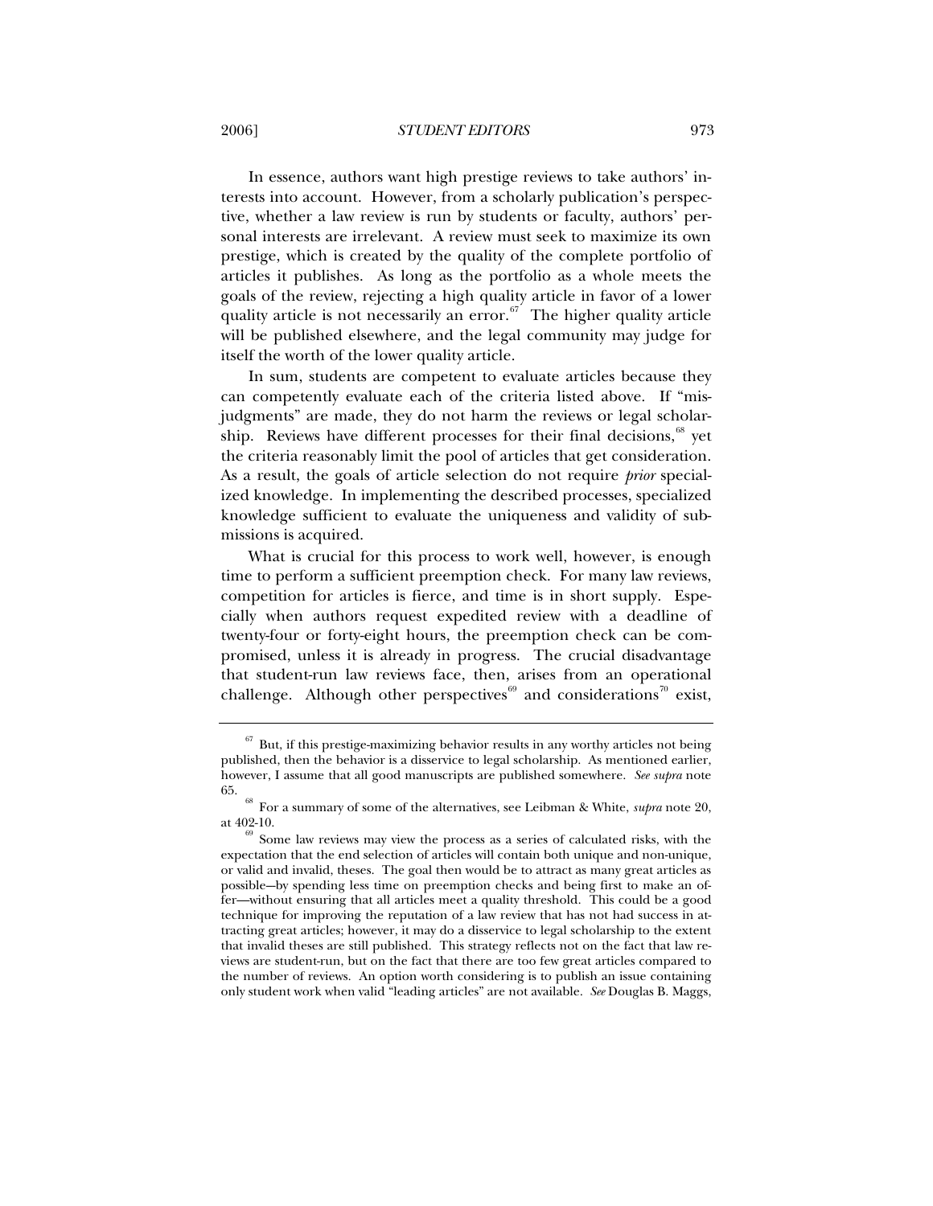In essence, authors want high prestige reviews to take authors' interests into account. However, from a scholarly publication's perspective, whether a law review is run by students or faculty, authors' personal interests are irrelevant. A review must seek to maximize its own prestige, which is created by the quality of the complete portfolio of articles it publishes. As long as the portfolio as a whole meets the goals of the review, rejecting a high quality article in favor of a lower quality article is not necessarily an error.[67] The higher quality article will be published elsewhere, and the legal community may judge for itself the worth of the lower quality article.

In sum, students are competent to evaluate articles because they can competently evaluate each of the criteria listed above. If "misjudgments" are made, they do not harm the reviews or legal scholarship. Reviews have different processes for their final decisions,[68] yet the criteria reasonably limit the pool of articles that get consideration. As a result, the goals of article selection do not require *prior* specialized knowledge. In implementing the described processes, specialized knowledge sufficient to evaluate the uniqueness and validity of submissions is acquired.

What is crucial for this process to work well, however, is enough time to perform a sufficient preemption check. For many law reviews, competition for articles is fierce, and time is in short supply. Especially when authors request expedited review with a deadline of twenty-four or forty-eight hours, the preemption check can be compromised, unless it is already in progress. The crucial disadvantage that student-run law reviews face, then, arises from an operational challenge. Although other perspectives[69] and considerations[70] exist,

---

[67] But, if this prestige-maximizing behavior results in any worthy articles not being published, then the behavior is a disservice to legal scholarship. As mentioned earlier, however, I assume that all good manuscripts are published somewhere. *See supra* note 65.

[68] For a summary of some of the alternatives, see Leibman & White, *supra* note 20, at 402-10.

[69] Some law reviews may view the process as a series of calculated risks, with the expectation that the end selection of articles will contain both unique and non-unique, or valid and invalid, theses. The goal then would be to attract as many great articles as possible—by spending less time on preemption checks and being first to make an offer—without ensuring that all articles meet a quality threshold. This could be a good technique for improving the reputation of a law review that has not had success in attracting great articles; however, it may do a disservice to legal scholarship to the extent that invalid theses are still published. This strategy reflects not on the fact that law reviews are student-run, but on the fact that there are too few great articles compared to the number of reviews. An option worth considering is to publish an issue containing only student work when valid "leading articles" are not available. *See* Douglas B. Maggs,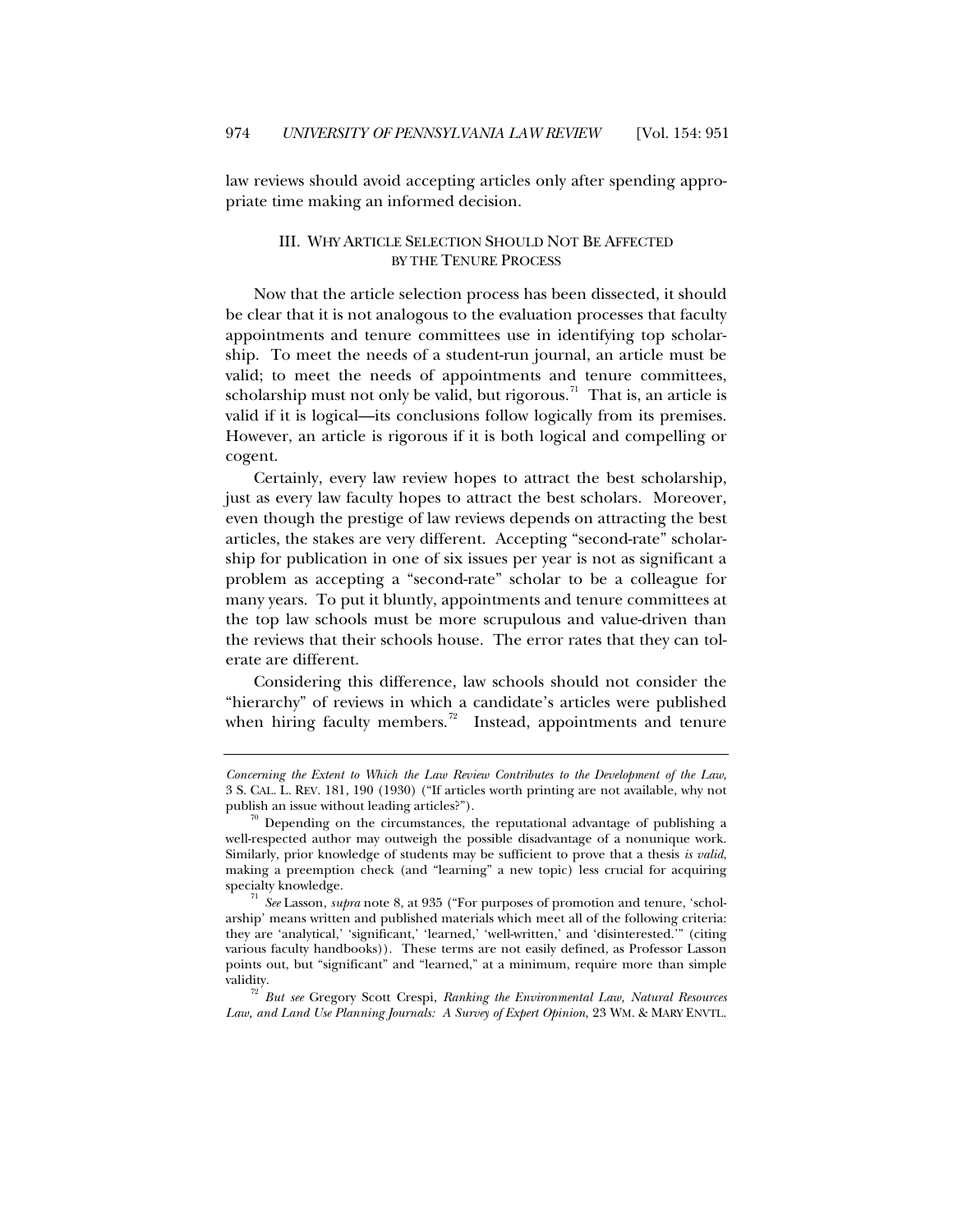law reviews should avoid accepting articles only after spending appropriate time making an informed decision.

## III. WHY ARTICLE SELECTION SHOULD NOT BE AFFECTED BY THE TENURE PROCESS

Now that the article selection process has been dissected, it should be clear that it is not analogous to the evaluation processes that faculty appointments and tenure committees use in identifying top scholarship. To meet the needs of a student-run journal, an article must be valid; to meet the needs of appointments and tenure committees, scholarship must not only be valid, but rigorous.[71] That is, an article is valid if it is logical—its conclusions follow logically from its premises. However, an article is rigorous if it is both logical and compelling or cogent.

Certainly, every law review hopes to attract the best scholarship, just as every law faculty hopes to attract the best scholars. Moreover, even though the prestige of law reviews depends on attracting the best articles, the stakes are very different. Accepting "second-rate" scholarship for publication in one of six issues per year is not as significant a problem as accepting a "second-rate" scholar to be a colleague for many years. To put it bluntly, appointments and tenure committees at the top law schools must be more scrupulous and value-driven than the reviews that their schools house. The error rates that they can tolerate are different.

Considering this difference, law schools should not consider the "hierarchy" of reviews in which a candidate's articles were published when hiring faculty members.[72] Instead, appointments and tenure

---

*Concerning the Extent to Which the Law Review Contributes to the Development of the Law*, 3 S. CAL. L. REV. 181, 190 (1930) ("If articles worth printing are not available, why not publish an issue without leading articles?").

[70] Depending on the circumstances, the reputational advantage of publishing a well-respected author may outweigh the possible disadvantage of a nonunique work. Similarly, prior knowledge of students may be sufficient to prove that a thesis *is valid*, making a preemption check (and "learning" a new topic) less crucial for acquiring specialty knowledge.

[71] *See* Lasson, *supra* note 8, at 935 ("For purposes of promotion and tenure, 'scholarship' means written and published materials which meet all of the following criteria: they are 'analytical,' 'significant,' 'learned,' 'well-written,' and 'disinterested.'" (citing various faculty handbooks)). These terms are not easily defined, as Professor Lasson points out, but "significant" and "learned," at a minimum, require more than simple validity.

[72] *But see* Gregory Scott Crespi, *Ranking the Environmental Law, Natural Resources Law, and Land Use Planning Journals: A Survey of Expert Opinion*, 23 WM. & MARY ENVTL.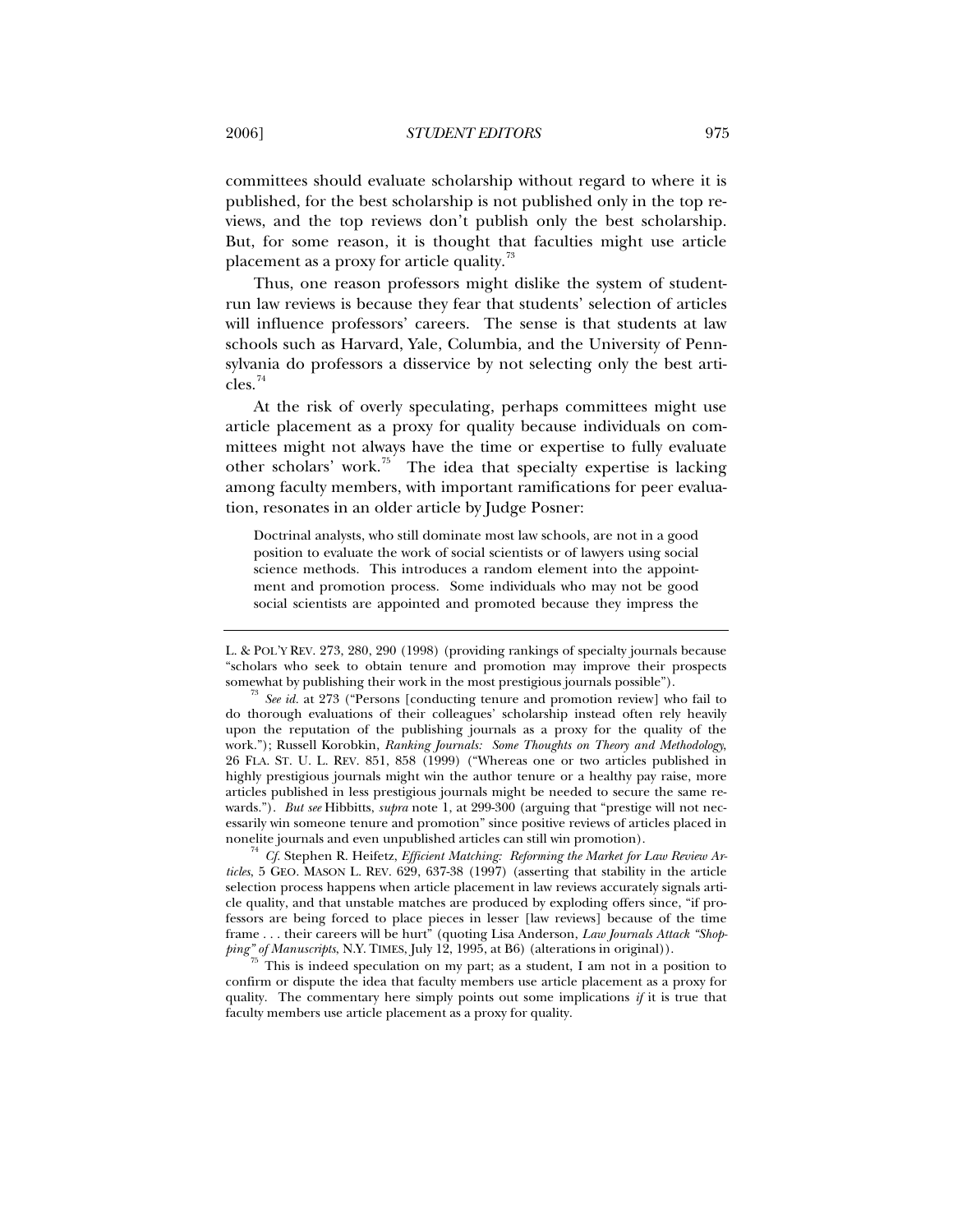committees should evaluate scholarship without regard to where it is published, for the best scholarship is not published only in the top reviews, and the top reviews don't publish only the best scholarship. But, for some reason, it is thought that faculties might use article placement as a proxy for article quality.[73]

Thus, one reason professors might dislike the system of student-run law reviews is because they fear that students' selection of articles will influence professors' careers. The sense is that students at law schools such as Harvard, Yale, Columbia, and the University of Pennsylvania do professors a disservice by not selecting only the best articles.[74]

At the risk of overly speculating, perhaps committees might use article placement as a proxy for quality because individuals on committees might not always have the time or expertise to fully evaluate other scholars' work.[75] The idea that specialty expertise is lacking among faculty members, with important ramifications for peer evaluation, resonates in an older article by Judge Posner:

> Doctrinal analysts, who still dominate most law schools, are not in a good position to evaluate the work of social scientists or of lawyers using social science methods. This introduces a random element into the appointment and promotion process. Some individuals who may not be good social scientists are appointed and promoted because they impress the

---

L. & POL'Y REV. 273, 280, 290 (1998) (providing rankings of specialty journals because "scholars who seek to obtain tenure and promotion may improve their prospects somewhat by publishing their work in the most prestigious journals possible").

[73] *See id.* at 273 ("Persons [conducting tenure and promotion review] who fail to do thorough evaluations of their colleagues' scholarship instead often rely heavily upon the reputation of the publishing journals as a proxy for the quality of the work."); Russell Korobkin, *Ranking Journals: Some Thoughts on Theory and Methodology*, 26 FLA. ST. U. L. REV. 851, 858 (1999) ("Whereas one or two articles published in highly prestigious journals might win the author tenure or a healthy pay raise, more articles published in less prestigious journals might be needed to secure the same rewards."). *But see* Hibbitts, *supra* note 1, at 299-300 (arguing that "prestige will not necessarily win someone tenure and promotion" since positive reviews of articles placed in nonelite journals and even unpublished articles can still win promotion).

[74] *Cf.* Stephen R. Heifetz, *Efficient Matching: Reforming the Market for Law Review Articles*, 5 GEO. MASON L. REV. 629, 637-38 (1997) (asserting that stability in the article selection process happens when article placement in law reviews accurately signals article quality, and that unstable matches are produced by exploding offers since, "if professors are being forced to place pieces in lesser [law reviews] because of the time frame . . . their careers will be hurt" (quoting Lisa Anderson, *Law Journals Attack "Shopping" of Manuscripts*, N.Y. TIMES, July 12, 1995, at B6) (alterations in original)).

[75] This is indeed speculation on my part; as a student, I am not in a position to confirm or dispute the idea that faculty members use article placement as a proxy for quality. The commentary here simply points out some implications *if* it is true that faculty members use article placement as a proxy for quality.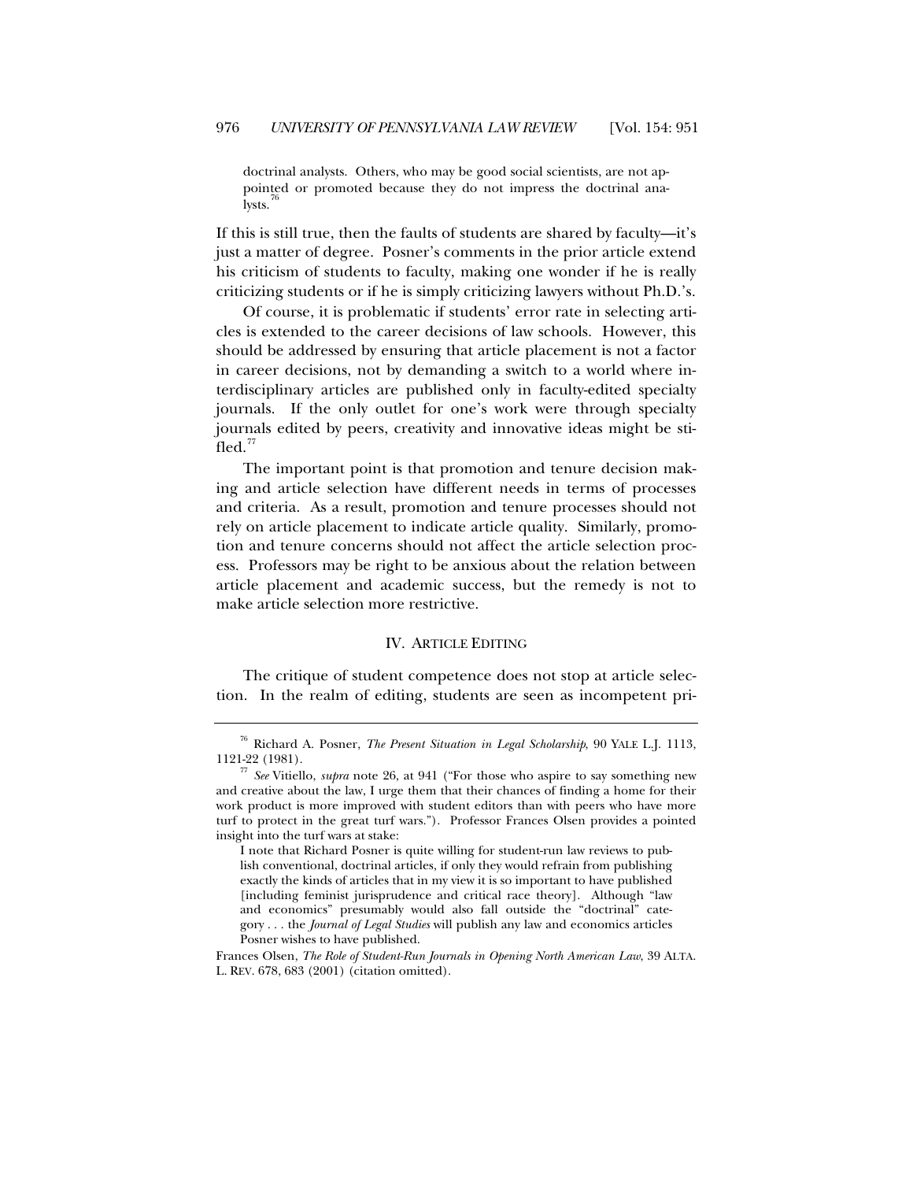> doctrinal analysts. Others, who may be good social scientists, are not appointed or promoted because they do not impress the doctrinal analysts.[76]

If this is still true, then the faults of students are shared by faculty—it's just a matter of degree. Posner's comments in the prior article extend his criticism of students to faculty, making one wonder if he is really criticizing students or if he is simply criticizing lawyers without Ph.D.'s.

Of course, it is problematic if students' error rate in selecting articles is extended to the career decisions of law schools. However, this should be addressed by ensuring that article placement is not a factor in career decisions, not by demanding a switch to a world where interdisciplinary articles are published only in faculty-edited specialty journals. If the only outlet for one's work were through specialty journals edited by peers, creativity and innovative ideas might be stifled.[77]

The important point is that promotion and tenure decision making and article selection have different needs in terms of processes and criteria. As a result, promotion and tenure processes should not rely on article placement to indicate article quality. Similarly, promotion and tenure concerns should not affect the article selection process. Professors may be right to be anxious about the relation between article placement and academic success, but the remedy is not to make article selection more restrictive.

## IV. ARTICLE EDITING

The critique of student competence does not stop at article selection. In the realm of editing, students are seen as incompetent pri-

---

[76] Richard A. Posner, *The Present Situation in Legal Scholarship*, 90 YALE L.J. 1113, 1121-22 (1981).

[77] *See* Vitiello, *supra* note 26, at 941 ("For those who aspire to say something new and creative about the law, I urge them that their chances of finding a home for their work product is more improved with student editors than with peers who have more turf to protect in the great turf wars."). Professor Frances Olsen provides a pointed insight into the turf wars at stake:

> I note that Richard Posner is quite willing for student-run law reviews to publish conventional, doctrinal articles, if only they would refrain from publishing exactly the kinds of articles that in my view it is so important to have published [including feminist jurisprudence and critical race theory]. Although "law and economics" presumably would also fall outside the "doctrinal" category . . . the *Journal of Legal Studies* will publish any law and economics articles Posner wishes to have published.

Frances Olsen, *The Role of Student-Run Journals in Opening North American Law*, 39 ALTA. L. REV. 678, 683 (2001) (citation omitted).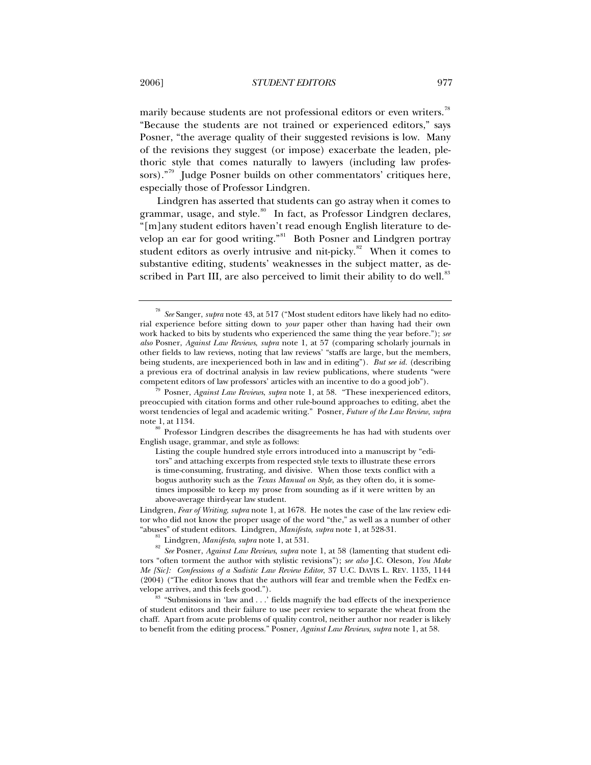marily because students are not professional editors or even writers.[78] "Because the students are not trained or experienced editors," says Posner, "the average quality of their suggested revisions is low. Many of the revisions they suggest (or impose) exacerbate the leaden, plethoric style that comes naturally to lawyers (including law professors)."[79] Judge Posner builds on other commentators' critiques here, especially those of Professor Lindgren.

Lindgren has asserted that students can go astray when it comes to grammar, usage, and style.[80] In fact, as Professor Lindgren declares, "[m]any student editors haven't read enough English literature to develop an ear for good writing."[81] Both Posner and Lindgren portray student editors as overly intrusive and nit-picky.[82] When it comes to substantive editing, students' weaknesses in the subject matter, as described in Part III, are also perceived to limit their ability to do well.[83]

---

[78] *See* Sanger, *supra* note 43, at 517 ("Most student editors have likely had no editorial experience before sitting down to *your* paper other than having had their own work hacked to bits by students who experienced the same thing the year before."); *see also* Posner, *Against Law Reviews*, *supra* note 1, at 57 (comparing scholarly journals in other fields to law reviews, noting that law reviews' "staffs are large, but the members, being students, are inexperienced both in law and in editing"). *But see id.* (describing a previous era of doctrinal analysis in law review publications, where students "were competent editors of law professors' articles with an incentive to do a good job").

[79] Posner, *Against Law Reviews*, *supra* note 1, at 58. "These inexperienced editors, preoccupied with citation forms and other rule-bound approaches to editing, abet the worst tendencies of legal and academic writing." Posner, *Future of the Law Review*, *supra* note 1, at 1134.

[80] Professor Lindgren describes the disagreements he has had with students over English usage, grammar, and style as follows:

> Listing the couple hundred style errors introduced into a manuscript by "editors" and attaching excerpts from respected style texts to illustrate these errors is time-consuming, frustrating, and divisive. When those texts conflict with a bogus authority such as the *Texas Manual on Style*, as they often do, it is sometimes impossible to keep my prose from sounding as if it were written by an above-average third-year law student.

Lindgren, *Fear of Writing*, *supra* note 1, at 1678. He notes the case of the law review editor who did not know the proper usage of the word "the," as well as a number of other "abuses" of student editors. Lindgren, *Manifesto*, *supra* note 1, at 528-31.

[81] Lindgren, *Manifesto*, *supra* note 1, at 531.

[82] *See* Posner, *Against Law Reviews*, *supra* note 1, at 58 (lamenting that student editors "often torment the author with stylistic revisions"); *see also* J.C. Oleson, *You Make Me [Sic]: Confessions of a Sadistic Law Review Editor*, 37 U.C. DAVIS L. REV. 1135, 1144 (2004) ("The editor knows that the authors will fear and tremble when the FedEx envelope arrives, and this feels good.").

[83] "Submissions in 'law and . . .' fields magnify the bad effects of the inexperience of student editors and their failure to use peer review to separate the wheat from the chaff. Apart from acute problems of quality control, neither author nor reader is likely to benefit from the editing process." Posner, *Against Law Reviews*, *supra* note 1, at 58.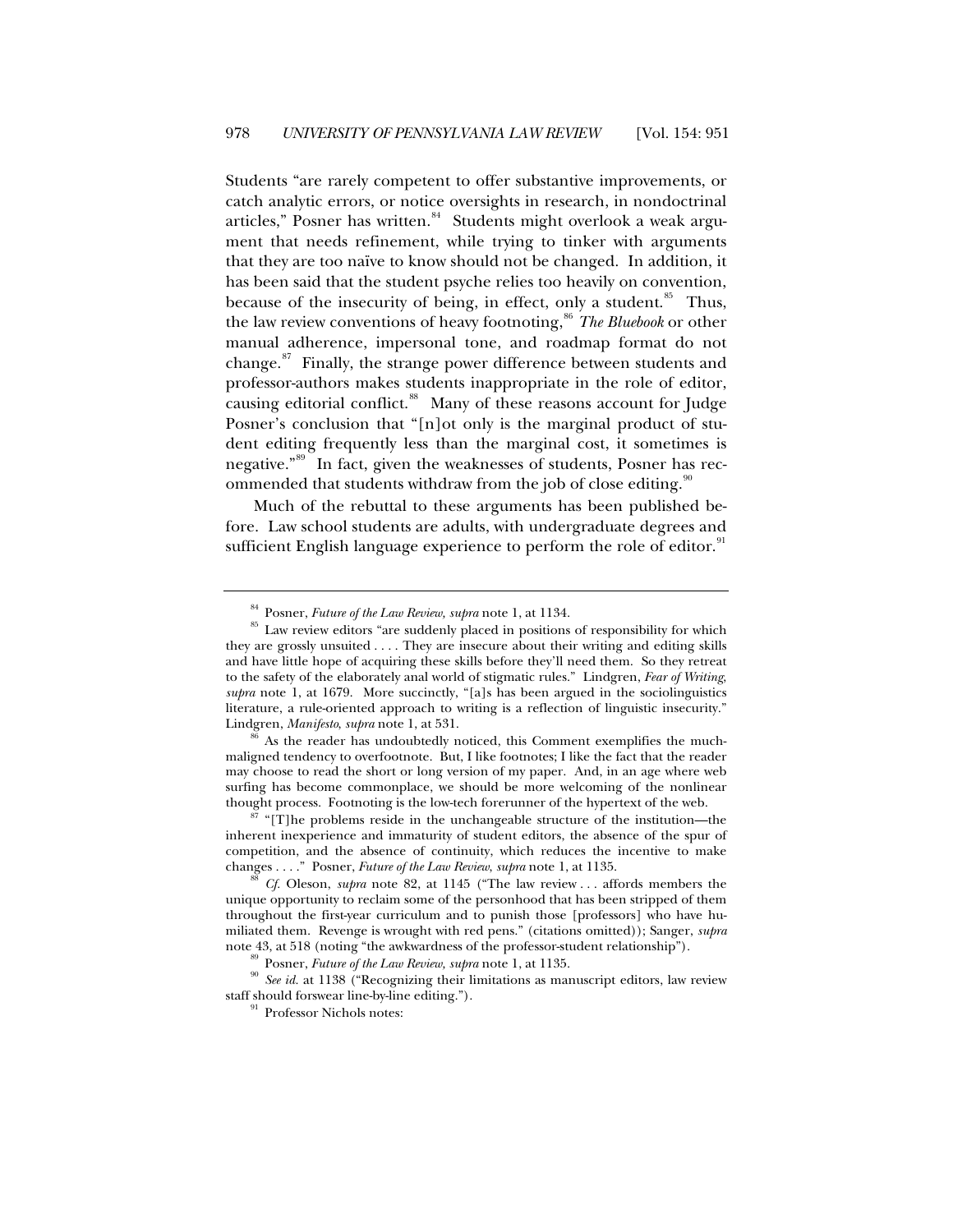Students "are rarely competent to offer substantive improvements, or catch analytic errors, or notice oversights in research, in nondoctrinal articles," Posner has written.[84] Students might overlook a weak argument that needs refinement, while trying to tinker with arguments that they are too naïve to know should not be changed. In addition, it has been said that the student psyche relies too heavily on convention, because of the insecurity of being, in effect, only a student.[85] Thus, the law review conventions of heavy footnoting,[86] *The Bluebook* or other manual adherence, impersonal tone, and roadmap format do not change.[87] Finally, the strange power difference between students and professor-authors makes students inappropriate in the role of editor, causing editorial conflict.[88] Many of these reasons account for Judge Posner's conclusion that "[n]ot only is the marginal product of student editing frequently less than the marginal cost, it sometimes is negative."[89] In fact, given the weaknesses of students, Posner has recommended that students withdraw from the job of close editing.[90]

Much of the rebuttal to these arguments has been published before. Law school students are adults, with undergraduate degrees and sufficient English language experience to perform the role of editor.[91]

---

[84] Posner, *Future of the Law Review, supra* note 1, at 1134.

[85] Law review editors "are suddenly placed in positions of responsibility for which they are grossly unsuited . . . . They are insecure about their writing and editing skills and have little hope of acquiring these skills before they'll need them. So they retreat to the safety of the elaborately anal world of stigmatic rules." Lindgren, *Fear of Writing, supra* note 1, at 1679. More succinctly, "[a]s has been argued in the sociolinguistics literature, a rule-oriented approach to writing is a reflection of linguistic insecurity." Lindgren, *Manifesto, supra* note 1, at 531.

[86] As the reader has undoubtedly noticed, this Comment exemplifies the much-maligned tendency to overfootnote. But, I like footnotes; I like the fact that the reader may choose to read the short or long version of my paper. And, in an age where web surfing has become commonplace, we should be more welcoming of the nonlinear thought process. Footnoting is the low-tech forerunner of the hypertext of the web.

[87] "[T]he problems reside in the unchangeable structure of the institution—the inherent inexperience and immaturity of student editors, the absence of the spur of competition, and the absence of continuity, which reduces the incentive to make changes . . . ." Posner, *Future of the Law Review, supra* note 1, at 1135.

[88] *Cf.* Oleson, *supra* note 82, at 1145 ("The law review . . . affords members the unique opportunity to reclaim some of the personhood that has been stripped of them throughout the first-year curriculum and to punish those [professors] who have humiliated them. Revenge is wrought with red pens." (citations omitted)); Sanger, *supra* note 43, at 518 (noting "the awkwardness of the professor-student relationship").

[89] Posner, *Future of the Law Review, supra* note 1, at 1135.

[90] *See id.* at 1138 ("Recognizing their limitations as manuscript editors, law review staff should forswear line-by-line editing.").

[91] Professor Nichols notes: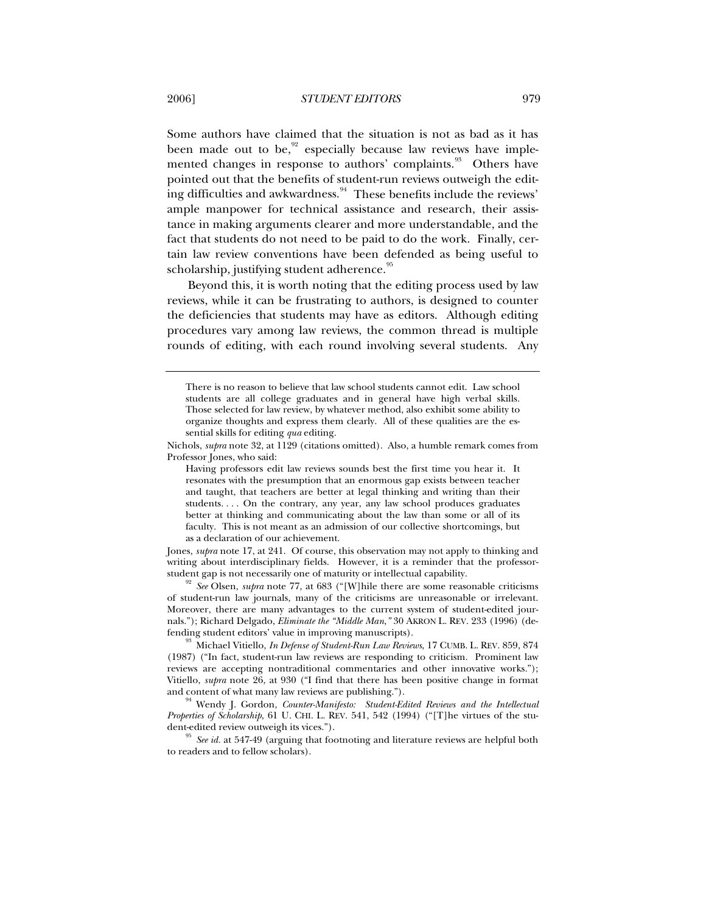Some authors have claimed that the situation is not as bad as it has been made out to be,[92] especially because law reviews have implemented changes in response to authors' complaints.[93] Others have pointed out that the benefits of student-run reviews outweigh the editing difficulties and awkwardness.[94] These benefits include the reviews' ample manpower for technical assistance and research, their assistance in making arguments clearer and more understandable, and the fact that students do not need to be paid to do the work. Finally, certain law review conventions have been defended as being useful to scholarship, justifying student adherence.[95]

Beyond this, it is worth noting that the editing process used by law reviews, while it can be frustrating to authors, is designed to counter the deficiencies that students may have as editors. Although editing procedures vary among law reviews, the common thread is multiple rounds of editing, with each round involving several students. Any

---

> There is no reason to believe that law school students cannot edit. Law school students are all college graduates and in general have high verbal skills. Those selected for law review, by whatever method, also exhibit some ability to organize thoughts and express them clearly. All of these qualities are the essential skills for editing *qua* editing.

Nichols, *supra* note 32, at 1129 (citations omitted). Also, a humble remark comes from Professor Jones, who said:

> Having professors edit law reviews sounds best the first time you hear it. It resonates with the presumption that an enormous gap exists between teacher and taught, that teachers are better at legal thinking and writing than their students. . . . On the contrary, any year, any law school produces graduates better at thinking and communicating about the law than some or all of its faculty. This is not meant as an admission of our collective shortcomings, but as a declaration of our achievement.

Jones, *supra* note 17, at 241. Of course, this observation may not apply to thinking and writing about interdisciplinary fields. However, it is a reminder that the professor-student gap is not necessarily one of maturity or intellectual capability.

[92] *See* Olsen, *supra* note 77, at 683 ("[W]hile there are some reasonable criticisms of student-run law journals, many of the criticisms are unreasonable or irrelevant. Moreover, there are many advantages to the current system of student-edited journals."); Richard Delgado, *Eliminate the "Middle Man,"* 30 AKRON L. REV. 233 (1996) (defending student editors' value in improving manuscripts).

[93] Michael Vitiello, *In Defense of Student-Run Law Reviews*, 17 CUMB. L. REV. 859, 874 (1987) ("In fact, student-run law reviews are responding to criticism. Prominent law reviews are accepting nontraditional commentaries and other innovative works."); Vitiello, *supra* note 26, at 930 ("I find that there has been positive change in format and content of what many law reviews are publishing.").

[94] Wendy J. Gordon, *Counter-Manifesto: Student-Edited Reviews and the Intellectual Properties of Scholarship*, 61 U. CHI. L. REV. 541, 542 (1994) ("[T]he virtues of the student-edited review outweigh its vices.").

[95] *See id.* at 547-49 (arguing that footnoting and literature reviews are helpful both to readers and to fellow scholars).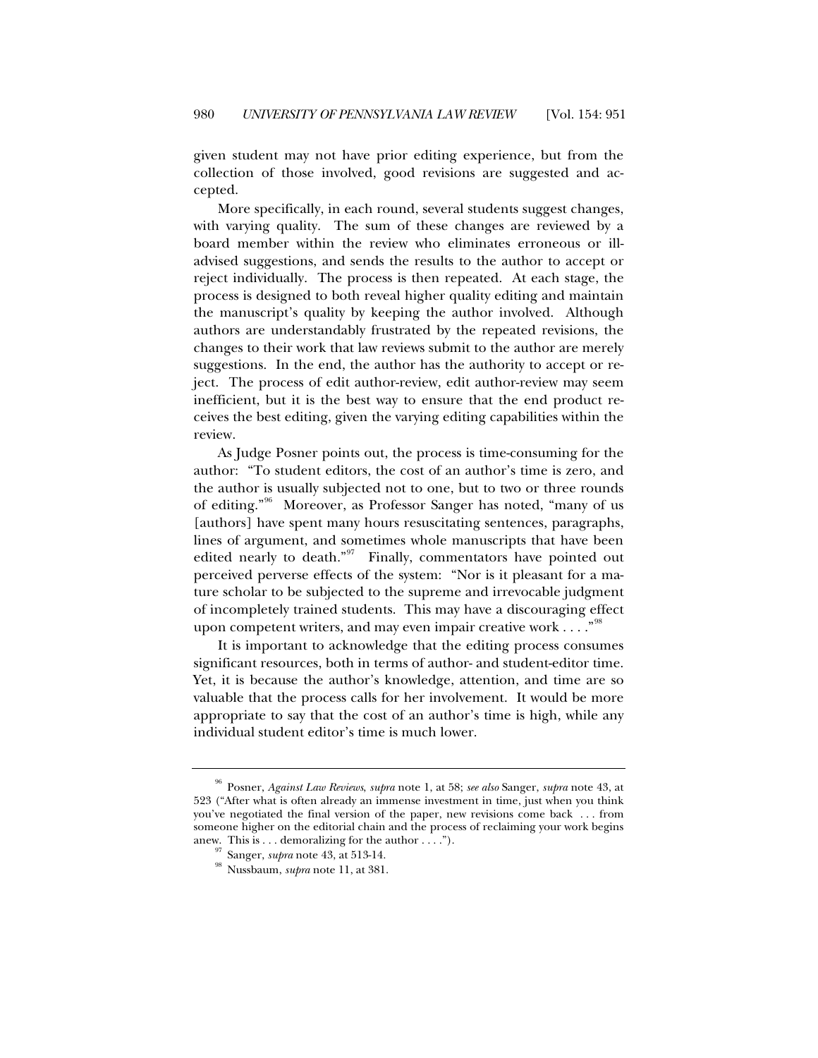given student may not have prior editing experience, but from the collection of those involved, good revisions are suggested and accepted.

More specifically, in each round, several students suggest changes, with varying quality. The sum of these changes are reviewed by a board member within the review who eliminates erroneous or ill-advised suggestions, and sends the results to the author to accept or reject individually. The process is then repeated. At each stage, the process is designed to both reveal higher quality editing and maintain the manuscript's quality by keeping the author involved. Although authors are understandably frustrated by the repeated revisions, the changes to their work that law reviews submit to the author are merely suggestions. In the end, the author has the authority to accept or reject. The process of edit author-review, edit author-review may seem inefficient, but it is the best way to ensure that the end product receives the best editing, given the varying editing capabilities within the review.

As Judge Posner points out, the process is time-consuming for the author: "To student editors, the cost of an author's time is zero, and the author is usually subjected not to one, but to two or three rounds of editing."[96] Moreover, as Professor Sanger has noted, "many of us [authors] have spent many hours resuscitating sentences, paragraphs, lines of argument, and sometimes whole manuscripts that have been edited nearly to death."[97] Finally, commentators have pointed out perceived perverse effects of the system: "Nor is it pleasant for a mature scholar to be subjected to the supreme and irrevocable judgment of incompletely trained students. This may have a discouraging effect upon competent writers, and may even impair creative work . . . ."[98]

It is important to acknowledge that the editing process consumes significant resources, both in terms of author- and student-editor time. Yet, it is because the author's knowledge, attention, and time are so valuable that the process calls for her involvement. It would be more appropriate to say that the cost of an author's time is high, while any individual student editor's time is much lower.

---

[96] Posner, *Against Law Reviews*, *supra* note 1, at 58; *see also* Sanger, *supra* note 43, at 523 ("After what is often already an immense investment in time, just when you think you've negotiated the final version of the paper, new revisions come back . . . from someone higher on the editorial chain and the process of reclaiming your work begins anew. This is . . . demoralizing for the author . . . .").

[97] Sanger, *supra* note 43, at 513-14.

[98] Nussbaum, *supra* note 11, at 381.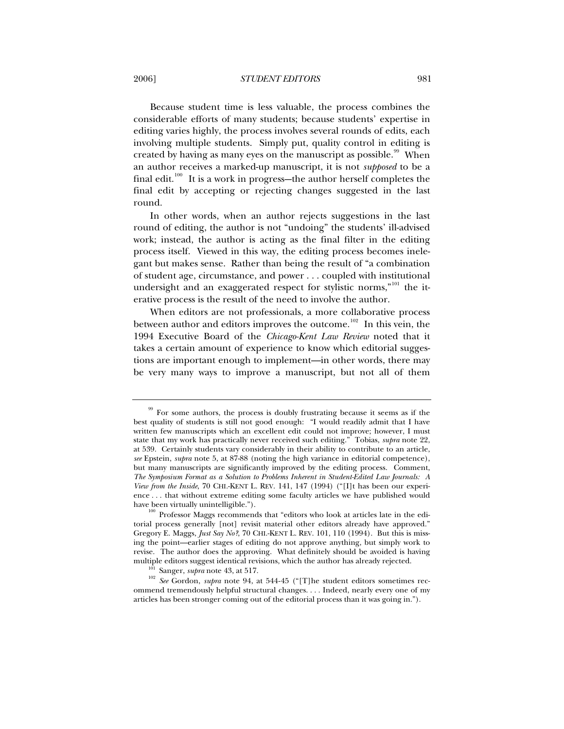Because student time is less valuable, the process combines the considerable efforts of many students; because students' expertise in editing varies highly, the process involves several rounds of edits, each involving multiple students. Simply put, quality control in editing is created by having as many eyes on the manuscript as possible.[99] When an author receives a marked-up manuscript, it is not *supposed* to be a final edit.[100] It is a work in progress—the author herself completes the final edit by accepting or rejecting changes suggested in the last round.

In other words, when an author rejects suggestions in the last round of editing, the author is not "undoing" the students' ill-advised work; instead, the author is acting as the final filter in the editing process itself. Viewed in this way, the editing process becomes inelegant but makes sense. Rather than being the result of "a combination of student age, circumstance, and power . . . coupled with institutional undersight and an exaggerated respect for stylistic norms,"[101] the iterative process is the result of the need to involve the author.

When editors are not professionals, a more collaborative process between author and editors improves the outcome.[102] In this vein, the 1994 Executive Board of the *Chicago-Kent Law Review* noted that it takes a certain amount of experience to know which editorial suggestions are important enough to implement—in other words, there may be very many ways to improve a manuscript, but not all of them

---

[99] For some authors, the process is doubly frustrating because it seems as if the best quality of students is still not good enough: "I would readily admit that I have written few manuscripts which an excellent edit could not improve; however, I must state that my work has practically never received such editing." Tobias, *supra* note 22, at 539. Certainly students vary considerably in their ability to contribute to an article, *see* Epstein, *supra* note 5, at 87-88 (noting the high variance in editorial competence), but many manuscripts are significantly improved by the editing process. Comment, *The Symposium Format as a Solution to Problems Inherent in Student-Edited Law Journals: A View from the Inside*, 70 CHI.-KENT L. REV. 141, 147 (1994) ("[I]t has been our experience . . . that without extreme editing some faculty articles we have published would have been virtually unintelligible.").

[100] Professor Maggs recommends that "editors who look at articles late in the editorial process generally [not] revisit material other editors already have approved." Gregory E. Maggs, *Just Say No?*, 70 CHI.-KENT L. REV. 101, 110 (1994). But this is missing the point—earlier stages of editing do not approve anything, but simply work to revise. The author does the approving. What definitely should be avoided is having multiple editors suggest identical revisions, which the author has already rejected.

[101] Sanger, *supra* note 43, at 517.

[102] *See* Gordon, *supra* note 94, at 544-45 ("[T]he student editors sometimes recommend tremendously helpful structural changes. . . . Indeed, nearly every one of my articles has been stronger coming out of the editorial process than it was going in.").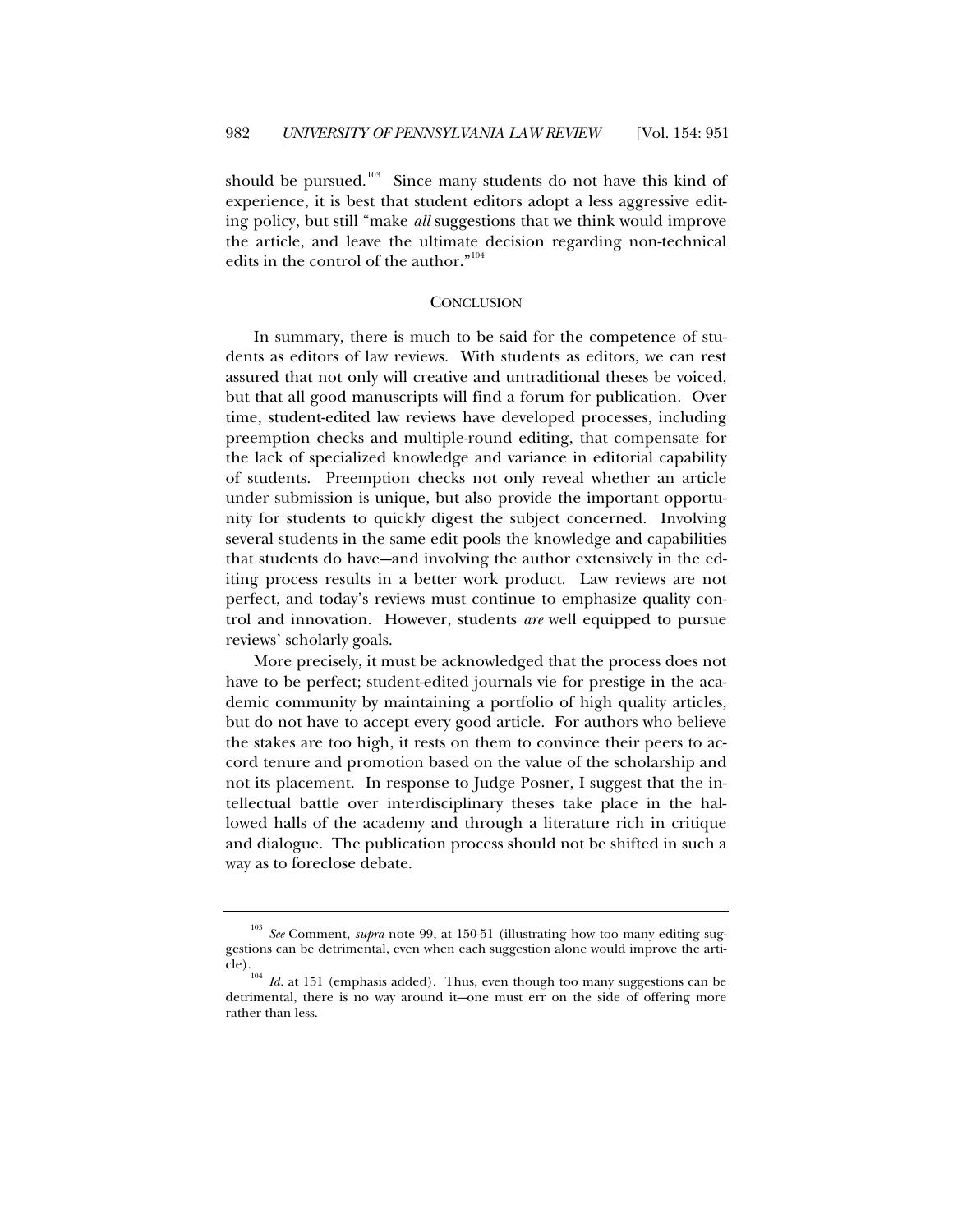should be pursued.[103] Since many students do not have this kind of experience, it is best that student editors adopt a less aggressive editing policy, but still "make *all* suggestions that we think would improve the article, and leave the ultimate decision regarding non-technical edits in the control of the author."[104]

## CONCLUSION

In summary, there is much to be said for the competence of students as editors of law reviews. With students as editors, we can rest assured that not only will creative and untraditional theses be voiced, but that all good manuscripts will find a forum for publication. Over time, student-edited law reviews have developed processes, including preemption checks and multiple-round editing, that compensate for the lack of specialized knowledge and variance in editorial capability of students. Preemption checks not only reveal whether an article under submission is unique, but also provide the important opportunity for students to quickly digest the subject concerned. Involving several students in the same edit pools the knowledge and capabilities that students do have—and involving the author extensively in the editing process results in a better work product. Law reviews are not perfect, and today's reviews must continue to emphasize quality control and innovation. However, students *are* well equipped to pursue reviews' scholarly goals.

More precisely, it must be acknowledged that the process does not have to be perfect; student-edited journals vie for prestige in the academic community by maintaining a portfolio of high quality articles, but do not have to accept every good article. For authors who believe the stakes are too high, it rests on them to convince their peers to accord tenure and promotion based on the value of the scholarship and not its placement. In response to Judge Posner, I suggest that the intellectual battle over interdisciplinary theses take place in the hallowed halls of the academy and through a literature rich in critique and dialogue. The publication process should not be shifted in such a way as to foreclose debate.

---

[103] *See* Comment, *supra* note 99, at 150-51 (illustrating how too many editing suggestions can be detrimental, even when each suggestion alone would improve the article).

[104] *Id.* at 151 (emphasis added). Thus, even though too many suggestions can be detrimental, there is no way around it—one must err on the side of offering more rather than less.